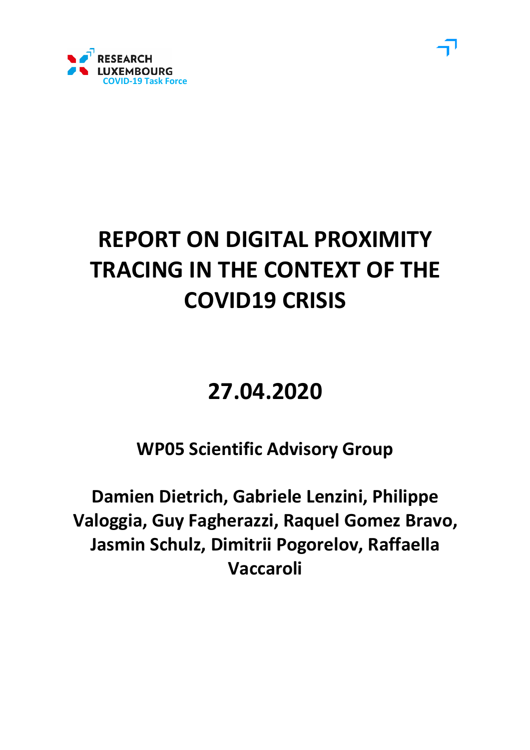RESEARCH LUXEMBOURG
COVID-19 Task Force

# REPORT ON DIGITAL PROXIMITY TRACING IN THE CONTEXT OF THE COVID19 CRISIS

## 27.04.2020

**WP05 Scientific Advisory Group**

**Damien Dietrich, Gabriele Lenzini, Philippe Valoggia, Guy Fagherazzi, Raquel Gomez Bravo, Jasmin Schulz, Dimitrii Pogorelov, Raffaella Vaccaroli**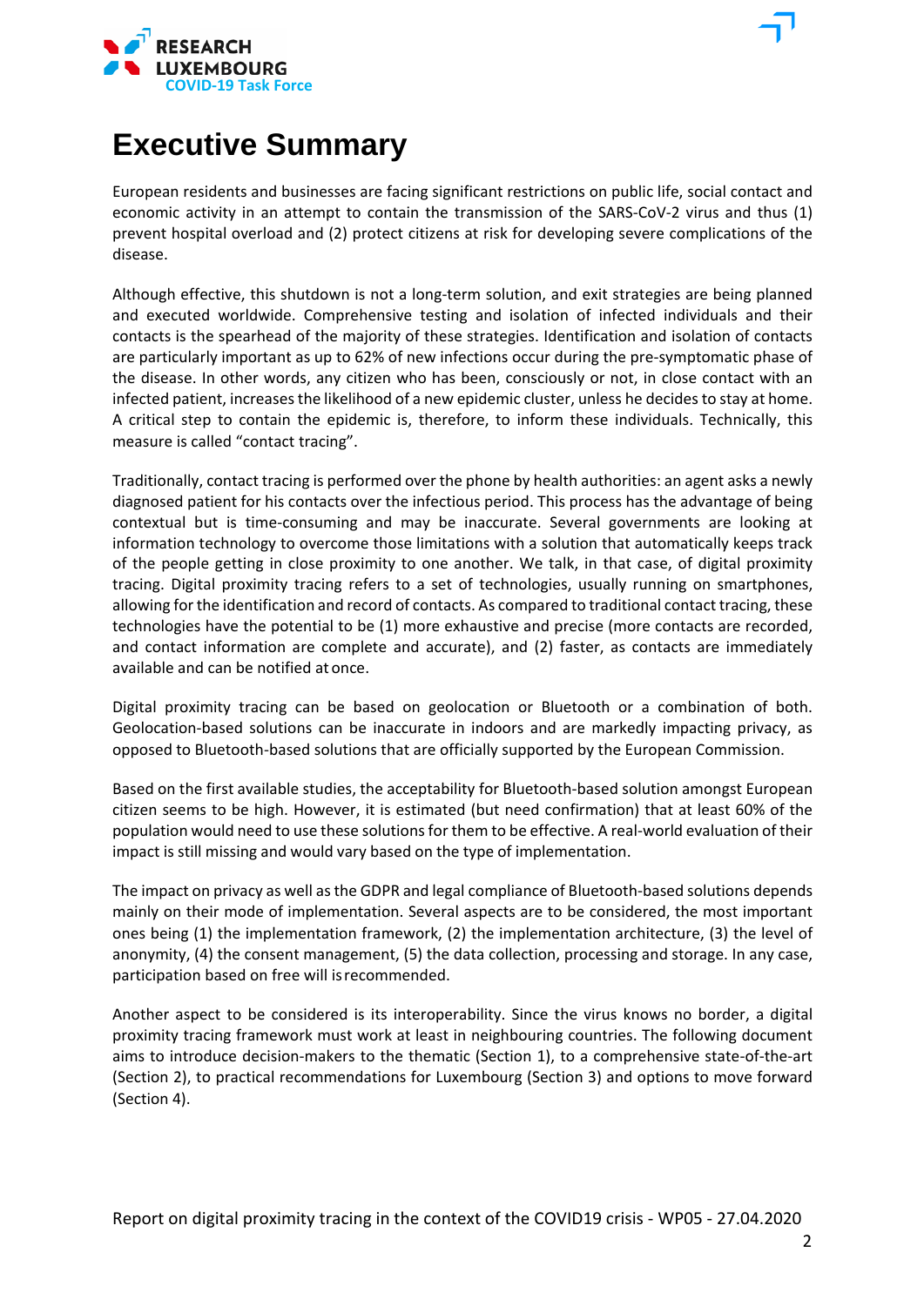# Executive Summary

European residents and businesses are facing significant restrictions on public life, social contact and economic activity in an attempt to contain the transmission of the SARS-CoV-2 virus and thus (1) prevent hospital overload and (2) protect citizens at risk for developing severe complications of the disease.

Although effective, this shutdown is not a long-term solution, and exit strategies are being planned and executed worldwide. Comprehensive testing and isolation of infected individuals and their contacts is the spearhead of the majority of these strategies. Identification and isolation of contacts are particularly important as up to 62% of new infections occur during the pre-symptomatic phase of the disease. In other words, any citizen who has been, consciously or not, in close contact with an infected patient, increases the likelihood of a new epidemic cluster, unless he decides to stay at home. A critical step to contain the epidemic is, therefore, to inform these individuals. Technically, this measure is called "contact tracing".

Traditionally, contact tracing is performed over the phone by health authorities: an agent asks a newly diagnosed patient for his contacts over the infectious period. This process has the advantage of being contextual but is time-consuming and may be inaccurate. Several governments are looking at information technology to overcome those limitations with a solution that automatically keeps track of the people getting in close proximity to one another. We talk, in that case, of digital proximity tracing. Digital proximity tracing refers to a set of technologies, usually running on smartphones, allowing for the identification and record of contacts. As compared to traditional contact tracing, these technologies have the potential to be (1) more exhaustive and precise (more contacts are recorded, and contact information are complete and accurate), and (2) faster, as contacts are immediately available and can be notified at once.

Digital proximity tracing can be based on geolocation or Bluetooth or a combination of both. Geolocation-based solutions can be inaccurate in indoors and are markedly impacting privacy, as opposed to Bluetooth-based solutions that are officially supported by the European Commission.

Based on the first available studies, the acceptability for Bluetooth-based solution amongst European citizen seems to be high. However, it is estimated (but need confirmation) that at least 60% of the population would need to use these solutions for them to be effective. A real-world evaluation of their impact is still missing and would vary based on the type of implementation.

The impact on privacy as well as the GDPR and legal compliance of Bluetooth-based solutions depends mainly on their mode of implementation. Several aspects are to be considered, the most important ones being (1) the implementation framework, (2) the implementation architecture, (3) the level of anonymity, (4) the consent management, (5) the data collection, processing and storage. In any case, participation based on free will is recommended.

Another aspect to be considered is its interoperability. Since the virus knows no border, a digital proximity tracing framework must work at least in neighbouring countries. The following document aims to introduce decision-makers to the thematic (Section 1), to a comprehensive state-of-the-art (Section 2), to practical recommendations for Luxembourg (Section 3) and options to move forward (Section 4).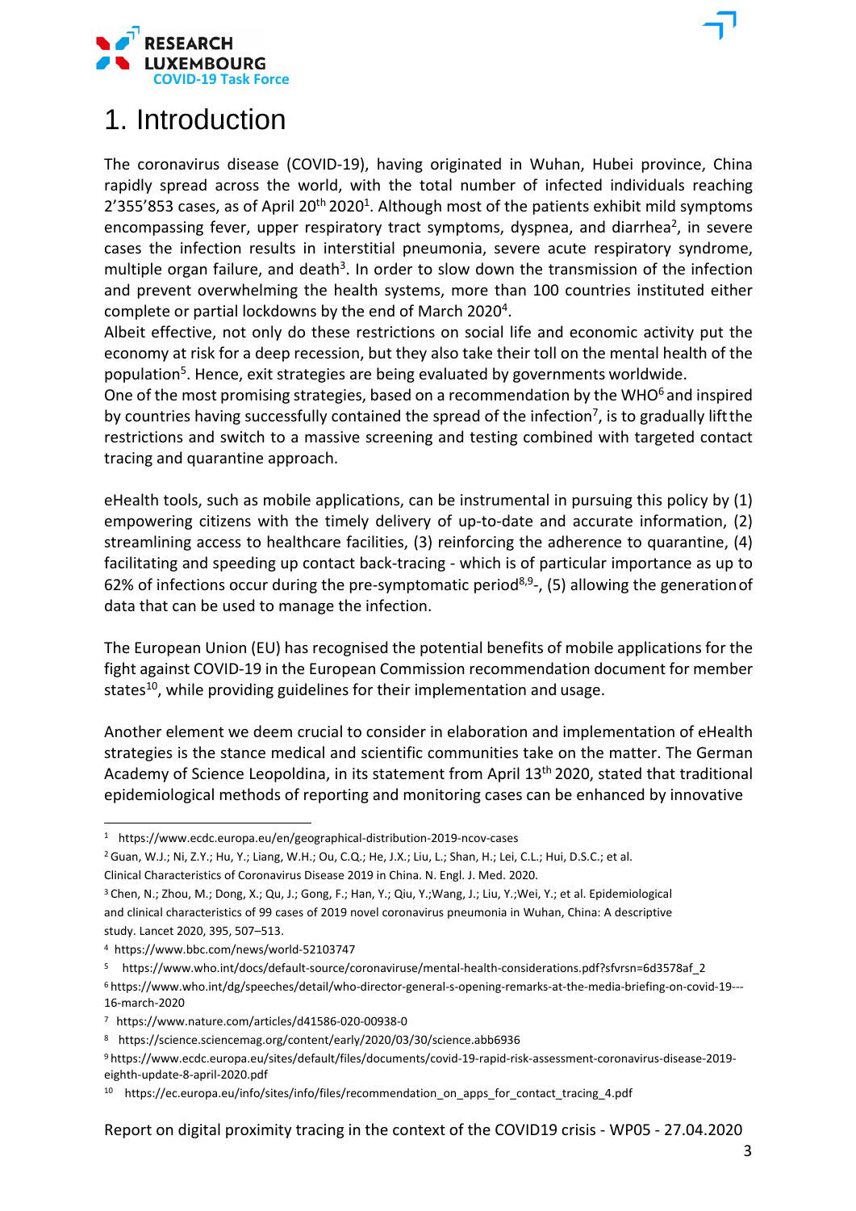# 1. Introduction

The coronavirus disease (COVID-19), having originated in Wuhan, Hubei province, China rapidly spread across the world, with the total number of infected individuals reaching 2'355'853 cases, as of April 20th 2020[1]. Although most of the patients exhibit mild symptoms encompassing fever, upper respiratory tract symptoms, dyspnea, and diarrhea[2], in severe cases the infection results in interstitial pneumonia, severe acute respiratory syndrome, multiple organ failure, and death[3]. In order to slow down the transmission of the infection and prevent overwhelming the health systems, more than 100 countries instituted either complete or partial lockdowns by the end of March 2020[4].

Albeit effective, not only do these restrictions on social life and economic activity put the economy at risk for a deep recession, but they also take their toll on the mental health of the population[5]. Hence, exit strategies are being evaluated by governments worldwide.

One of the most promising strategies, based on a recommendation by the WHO[6] and inspired by countries having successfully contained the spread of the infection[7], is to gradually lift the restrictions and switch to a massive screening and testing combined with targeted contact tracing and quarantine approach.

eHealth tools, such as mobile applications, can be instrumental in pursuing this policy by (1) empowering citizens with the timely delivery of up-to-date and accurate information, (2) streamlining access to healthcare facilities, (3) reinforcing the adherence to quarantine, (4) facilitating and speeding up contact back-tracing - which is of particular importance as up to 62% of infections occur during the pre-symptomatic period[8,9]-, (5) allowing the generation of data that can be used to manage the infection.

The European Union (EU) has recognised the potential benefits of mobile applications for the fight against COVID-19 in the European Commission recommendation document for member states[10], while providing guidelines for their implementation and usage.

Another element we deem crucial to consider in elaboration and implementation of eHealth strategies is the stance medical and scientific communities take on the matter. The German Academy of Science Leopoldina, in its statement from April 13th 2020, stated that traditional epidemiological methods of reporting and monitoring cases can be enhanced by innovative

---

[1] https://www.ecdc.europa.eu/en/geographical-distribution-2019-ncov-cases

[2] Guan, W.J.; Ni, Z.Y.; Hu, Y.; Liang, W.H.; Ou, C.Q.; He, J.X.; Liu, L.; Shan, H.; Lei, C.L.; Hui, D.S.C.; et al. Clinical Characteristics of Coronavirus Disease 2019 in China. N. Engl. J. Med. 2020.

[3] Chen, N.; Zhou, M.; Dong, X.; Qu, J.; Gong, F.; Han, Y.; Qiu, Y.;Wang, J.; Liu, Y.;Wei, Y.; et al. Epidemiological and clinical characteristics of 99 cases of 2019 novel coronavirus pneumonia in Wuhan, China: A descriptive study. Lancet 2020, 395, 507–513.

[4] https://www.bbc.com/news/world-52103747

[5] https://www.who.int/docs/default-source/coronaviruse/mental-health-considerations.pdf?sfvrsn=6d3578af_2

[6] https://www.who.int/dg/speeches/detail/who-director-general-s-opening-remarks-at-the-media-briefing-on-covid-19---16-march-2020

[7] https://www.nature.com/articles/d41586-020-00938-0

[8] https://science.sciencemag.org/content/early/2020/03/30/science.abb6936

[9] https://www.ecdc.europa.eu/sites/default/files/documents/covid-19-rapid-risk-assessment-coronavirus-disease-2019-eighth-update-8-april-2020.pdf

[10] https://ec.europa.eu/info/sites/info/files/recommendation_on_apps_for_contact_tracing_4.pdf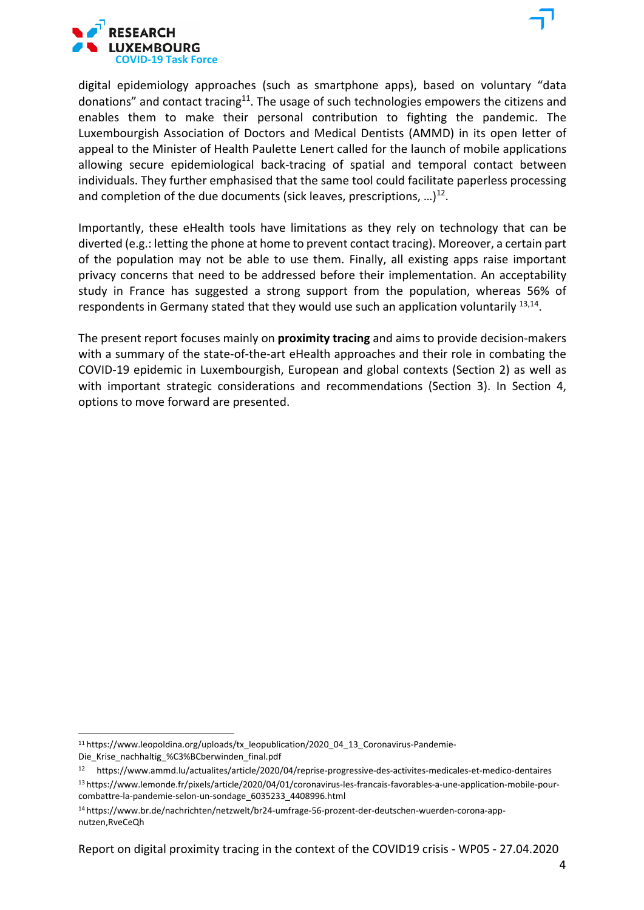digital epidemiology approaches (such as smartphone apps), based on voluntary "data donations" and contact tracing[11]. The usage of such technologies empowers the citizens and enables them to make their personal contribution to fighting the pandemic. The Luxembourgish Association of Doctors and Medical Dentists (AMMD) in its open letter of appeal to the Minister of Health Paulette Lenert called for the launch of mobile applications allowing secure epidemiological back-tracing of spatial and temporal contact between individuals. They further emphasised that the same tool could facilitate paperless processing and completion of the due documents (sick leaves, prescriptions, …)[12].

Importantly, these eHealth tools have limitations as they rely on technology that can be diverted (e.g.: letting the phone at home to prevent contact tracing). Moreover, a certain part of the population may not be able to use them. Finally, all existing apps raise important privacy concerns that need to be addressed before their implementation. An acceptability study in France has suggested a strong support from the population, whereas 56% of respondents in Germany stated that they would use such an application voluntarily [13,14].

The present report focuses mainly on **proximity tracing** and aims to provide decision-makers with a summary of the state-of-the-art eHealth approaches and their role in combating the COVID-19 epidemic in Luxembourgish, European and global contexts (Section 2) as well as with important strategic considerations and recommendations (Section 3). In Section 4, options to move forward are presented.

---

[11] https://www.leopoldina.org/uploads/tx_leopublication/2020_04_13_Coronavirus-Pandemie-Die_Krise_nachhaltig_%C3%BCberwinden_final.pdf

[12] https://www.ammd.lu/actualites/article/2020/04/reprise-progressive-des-activites-medicales-et-medico-dentaires

[13] https://www.lemonde.fr/pixels/article/2020/04/01/coronavirus-les-francais-favorables-a-une-application-mobile-pour-combattre-la-pandemie-selon-un-sondage_6035233_4408996.html

[14] https://www.br.de/nachrichten/netzwelt/br24-umfrage-56-prozent-der-deutschen-wuerden-corona-app-nutzen,RveCeQh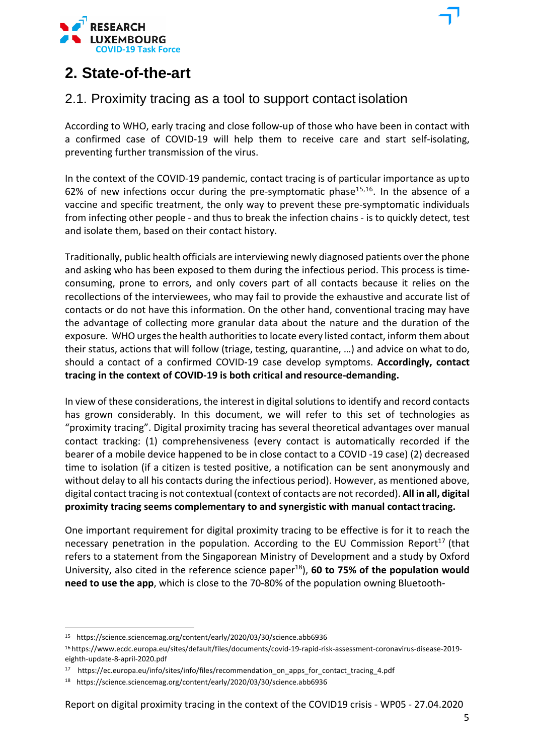## 2. State-of-the-art

### 2.1. Proximity tracing as a tool to support contact isolation

According to WHO, early tracing and close follow-up of those who have been in contact with a confirmed case of COVID-19 will help them to receive care and start self-isolating, preventing further transmission of the virus.

In the context of the COVID-19 pandemic, contact tracing is of particular importance as up to 62% of new infections occur during the pre-symptomatic phase[15,16]. In the absence of a vaccine and specific treatment, the only way to prevent these pre-symptomatic individuals from infecting other people - and thus to break the infection chains - is to quickly detect, test and isolate them, based on their contact history.

Traditionally, public health officials are interviewing newly diagnosed patients over the phone and asking who has been exposed to them during the infectious period. This process is time-consuming, prone to errors, and only covers part of all contacts because it relies on the recollections of the interviewees, who may fail to provide the exhaustive and accurate list of contacts or do not have this information. On the other hand, conventional tracing may have the advantage of collecting more granular data about the nature and the duration of the exposure. WHO urges the health authorities to locate every listed contact, inform them about their status, actions that will follow (triage, testing, quarantine, …) and advice on what to do, should a contact of a confirmed COVID-19 case develop symptoms. **Accordingly, contact tracing in the context of COVID-19 is both critical and resource-demanding.**

In view of these considerations, the interest in digital solutions to identify and record contacts has grown considerably. In this document, we will refer to this set of technologies as "proximity tracing". Digital proximity tracing has several theoretical advantages over manual contact tracking: (1) comprehensiveness (every contact is automatically recorded if the bearer of a mobile device happened to be in close contact to a COVID -19 case) (2) decreased time to isolation (if a citizen is tested positive, a notification can be sent anonymously and without delay to all his contacts during the infectious period). However, as mentioned above, digital contact tracing is not contextual (context of contacts are not recorded). **All in all, digital proximity tracing seems complementary to and synergistic with manual contact tracing.**

One important requirement for digital proximity tracing to be effective is for it to reach the necessary penetration in the population. According to the EU Commission Report[17] (that refers to a statement from the Singaporean Ministry of Development and a study by Oxford University, also cited in the reference science paper[18]), **60 to 75% of the population would need to use the app**, which is close to the 70-80% of the population owning Bluetooth-

---

[15] https://science.sciencemag.org/content/early/2020/03/30/science.abb6936

[16] https://www.ecdc.europa.eu/sites/default/files/documents/covid-19-rapid-risk-assessment-coronavirus-disease-2019-eighth-update-8-april-2020.pdf

[17] https://ec.europa.eu/info/sites/info/files/recommendation_on_apps_for_contact_tracing_4.pdf

[18] https://science.sciencemag.org/content/early/2020/03/30/science.abb6936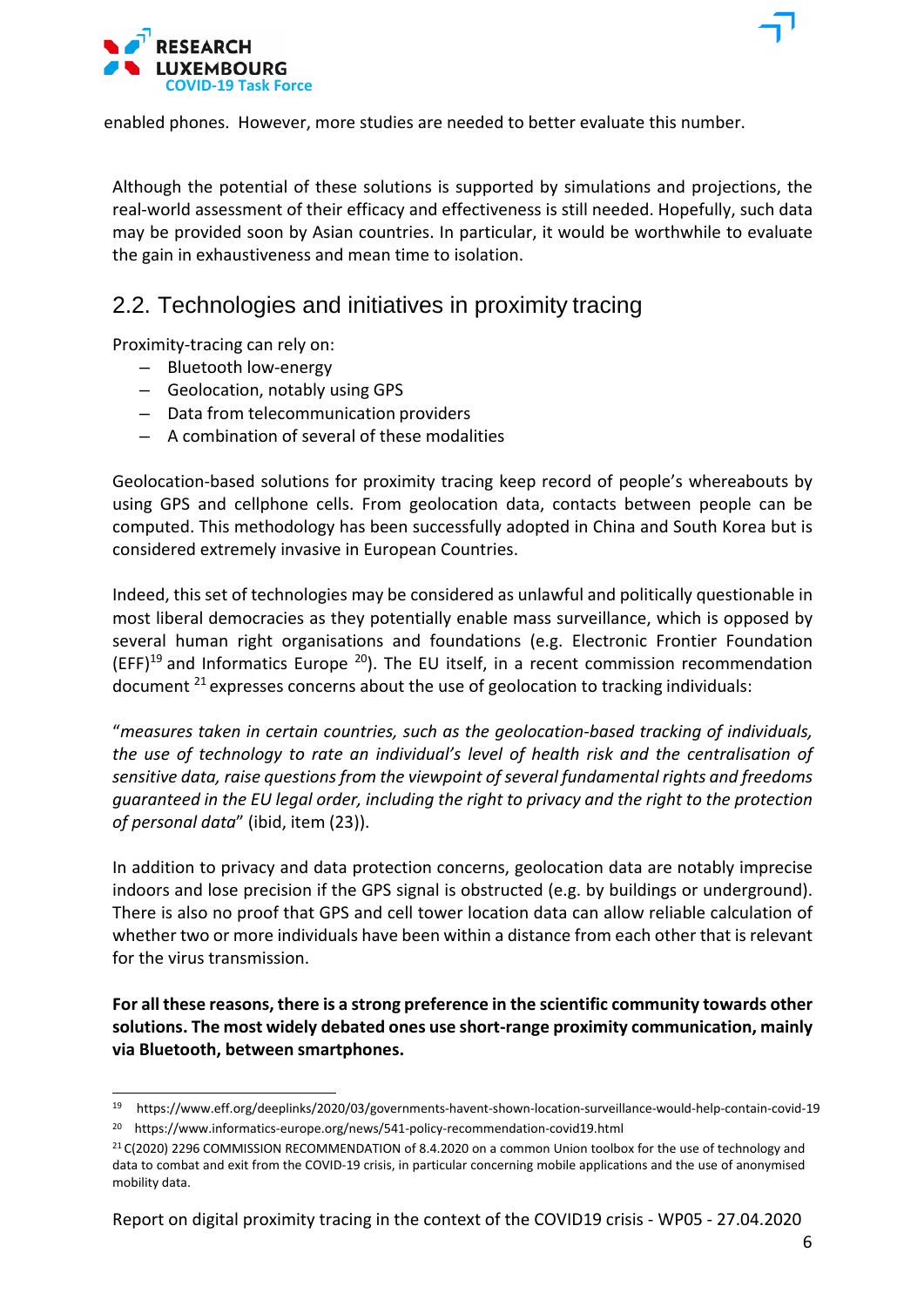enabled phones. However, more studies are needed to better evaluate this number.

Although the potential of these solutions is supported by simulations and projections, the real-world assessment of their efficacy and effectiveness is still needed. Hopefully, such data may be provided soon by Asian countries. In particular, it would be worthwhile to evaluate the gain in exhaustiveness and mean time to isolation.

## 2.2. Technologies and initiatives in proximity tracing

Proximity-tracing can rely on:

- Bluetooth low-energy
- Geolocation, notably using GPS
- Data from telecommunication providers
- A combination of several of these modalities

Geolocation-based solutions for proximity tracing keep record of people's whereabouts by using GPS and cellphone cells. From geolocation data, contacts between people can be computed. This methodology has been successfully adopted in China and South Korea but is considered extremely invasive in European Countries.

Indeed, this set of technologies may be considered as unlawful and politically questionable in most liberal democracies as they potentially enable mass surveillance, which is opposed by several human right organisations and foundations (e.g. Electronic Frontier Foundation (EFF)[19] and Informatics Europe [20]). The EU itself, in a recent commission recommendation document [21] expresses concerns about the use of geolocation to tracking individuals:

"*measures taken in certain countries, such as the geolocation-based tracking of individuals, the use of technology to rate an individual's level of health risk and the centralisation of sensitive data, raise questions from the viewpoint of several fundamental rights and freedoms guaranteed in the EU legal order, including the right to privacy and the right to the protection of personal data*" (ibid, item (23)).

In addition to privacy and data protection concerns, geolocation data are notably imprecise indoors and lose precision if the GPS signal is obstructed (e.g. by buildings or underground). There is also no proof that GPS and cell tower location data can allow reliable calculation of whether two or more individuals have been within a distance from each other that is relevant for the virus transmission.

**For all these reasons, there is a strong preference in the scientific community towards other solutions. The most widely debated ones use short-range proximity communication, mainly via Bluetooth, between smartphones.**

---

[19] https://www.eff.org/deeplinks/2020/03/governments-havent-shown-location-surveillance-would-help-contain-covid-19

[20] https://www.informatics-europe.org/news/541-policy-recommendation-covid19.html

[21] C(2020) 2296 COMMISSION RECOMMENDATION of 8.4.2020 on a common Union toolbox for the use of technology and data to combat and exit from the COVID-19 crisis, in particular concerning mobile applications and the use of anonymised mobility data.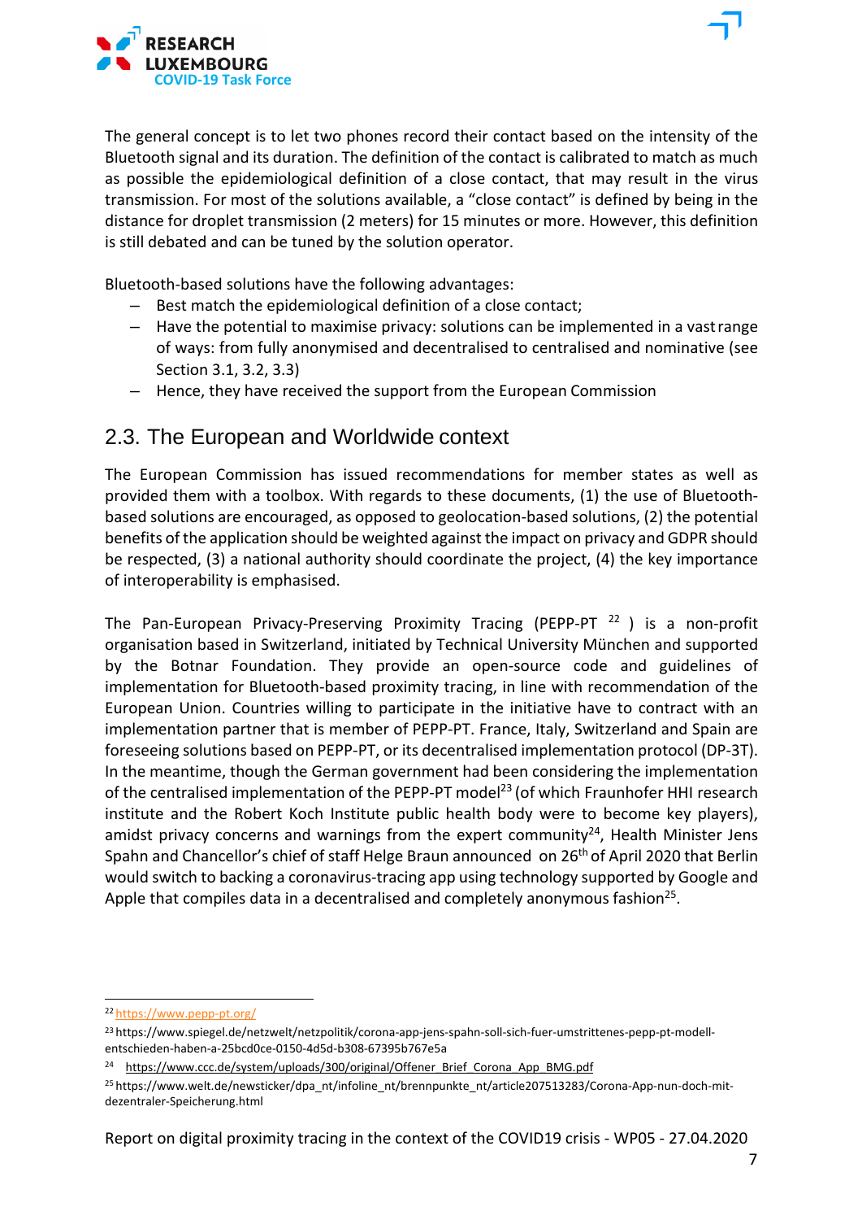The general concept is to let two phones record their contact based on the intensity of the Bluetooth signal and its duration. The definition of the contact is calibrated to match as much as possible the epidemiological definition of a close contact, that may result in the virus transmission. For most of the solutions available, a "close contact" is defined by being in the distance for droplet transmission (2 meters) for 15 minutes or more. However, this definition is still debated and can be tuned by the solution operator.

Bluetooth-based solutions have the following advantages:

- Best match the epidemiological definition of a close contact;
- Have the potential to maximise privacy: solutions can be implemented in a vast range of ways: from fully anonymised and decentralised to centralised and nominative (see Section 3.1, 3.2, 3.3)
- Hence, they have received the support from the European Commission

## 2.3. The European and Worldwide context

The European Commission has issued recommendations for member states as well as provided them with a toolbox. With regards to these documents, (1) the use of Bluetooth-based solutions are encouraged, as opposed to geolocation-based solutions, (2) the potential benefits of the application should be weighted against the impact on privacy and GDPR should be respected, (3) a national authority should coordinate the project, (4) the key importance of interoperability is emphasised.

The Pan-European Privacy-Preserving Proximity Tracing (PEPP-PT [22]) is a non-profit organisation based in Switzerland, initiated by Technical University München and supported by the Botnar Foundation. They provide an open-source code and guidelines of implementation for Bluetooth-based proximity tracing, in line with recommendation of the European Union. Countries willing to participate in the initiative have to contract with an implementation partner that is member of PEPP-PT. France, Italy, Switzerland and Spain are foreseeing solutions based on PEPP-PT, or its decentralised implementation protocol (DP-3T). In the meantime, though the German government had been considering the implementation of the centralised implementation of the PEPP-PT model[23] (of which Fraunhofer HHI research institute and the Robert Koch Institute public health body were to become key players), amidst privacy concerns and warnings from the expert community[24], Health Minister Jens Spahn and Chancellor's chief of staff Helge Braun announced on 26th of April 2020 that Berlin would switch to backing a coronavirus-tracing app using technology supported by Google and Apple that compiles data in a decentralised and completely anonymous fashion[25].

---

[22] https://www.pepp-pt.org/

[23] https://www.spiegel.de/netzwelt/netzpolitik/corona-app-jens-spahn-soll-sich-fuer-umstrittenes-pepp-pt-modell-entschieden-haben-a-25bcd0ce-0150-4d5d-b308-67395b767e5a

[24] https://www.ccc.de/system/uploads/300/original/Offener_Brief_Corona_App_BMG.pdf

[25] https://www.welt.de/newsticker/dpa_nt/infoline_nt/brennpunkte_nt/article207513283/Corona-App-nun-doch-mit-dezentraler-Speicherung.html

Report on digital proximity tracing in the context of the COVID19 crisis - WP05 - 27.04.2020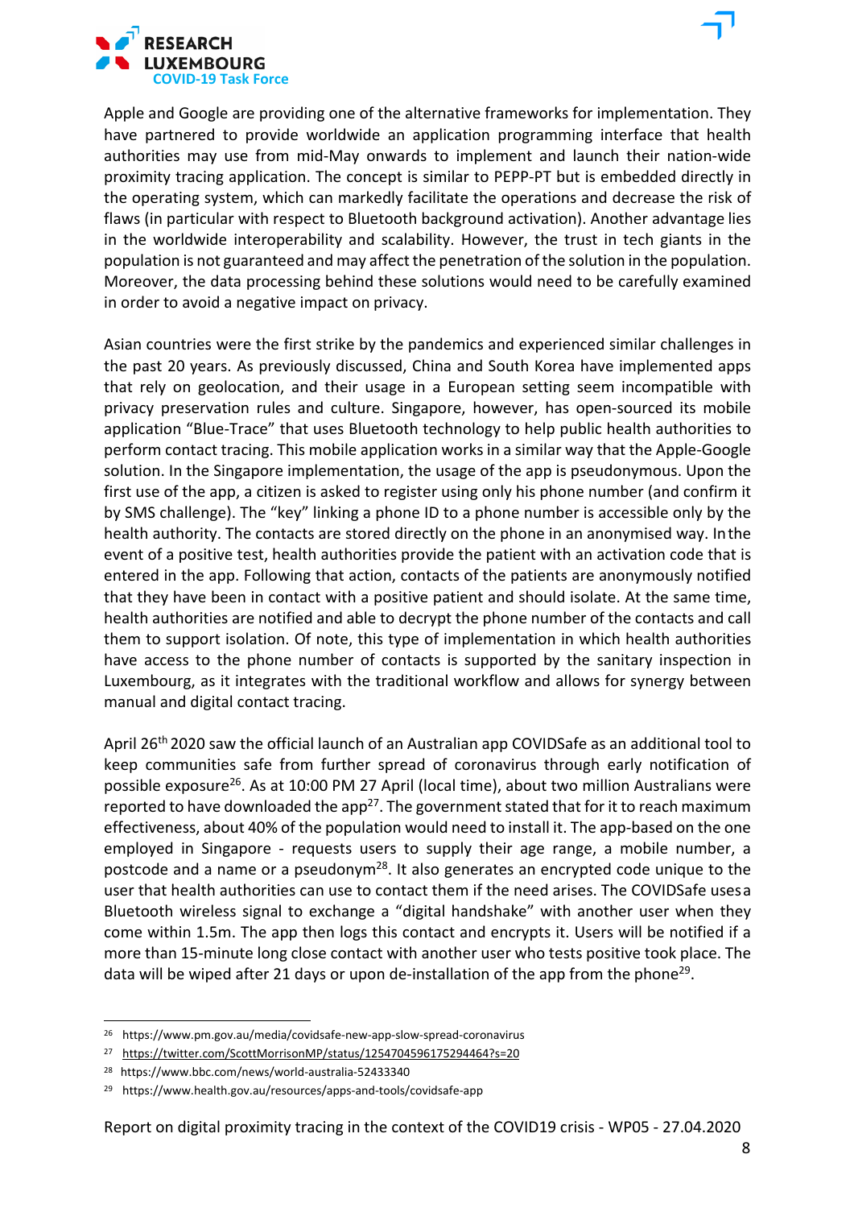Apple and Google are providing one of the alternative frameworks for implementation. They have partnered to provide worldwide an application programming interface that health authorities may use from mid-May onwards to implement and launch their nation-wide proximity tracing application. The concept is similar to PEPP-PT but is embedded directly in the operating system, which can markedly facilitate the operations and decrease the risk of flaws (in particular with respect to Bluetooth background activation). Another advantage lies in the worldwide interoperability and scalability. However, the trust in tech giants in the population is not guaranteed and may affect the penetration of the solution in the population. Moreover, the data processing behind these solutions would need to be carefully examined in order to avoid a negative impact on privacy.

Asian countries were the first strike by the pandemics and experienced similar challenges in the past 20 years. As previously discussed, China and South Korea have implemented apps that rely on geolocation, and their usage in a European setting seem incompatible with privacy preservation rules and culture. Singapore, however, has open-sourced its mobile application "Blue-Trace" that uses Bluetooth technology to help public health authorities to perform contact tracing. This mobile application works in a similar way that the Apple-Google solution. In the Singapore implementation, the usage of the app is pseudonymous. Upon the first use of the app, a citizen is asked to register using only his phone number (and confirm it by SMS challenge). The "key" linking a phone ID to a phone number is accessible only by the health authority. The contacts are stored directly on the phone in an anonymised way. In the event of a positive test, health authorities provide the patient with an activation code that is entered in the app. Following that action, contacts of the patients are anonymously notified that they have been in contact with a positive patient and should isolate. At the same time, health authorities are notified and able to decrypt the phone number of the contacts and call them to support isolation. Of note, this type of implementation in which health authorities have access to the phone number of contacts is supported by the sanitary inspection in Luxembourg, as it integrates with the traditional workflow and allows for synergy between manual and digital contact tracing.

April 26th 2020 saw the official launch of an Australian app COVIDSafe as an additional tool to keep communities safe from further spread of coronavirus through early notification of possible exposure[26]. As at 10:00 PM 27 April (local time), about two million Australians were reported to have downloaded the app[27]. The government stated that for it to reach maximum effectiveness, about 40% of the population would need to install it. The app-based on the one employed in Singapore - requests users to supply their age range, a mobile number, a postcode and a name or a pseudonym[28]. It also generates an encrypted code unique to the user that health authorities can use to contact them if the need arises. The COVIDSafe uses a Bluetooth wireless signal to exchange a "digital handshake" with another user when they come within 1.5m. The app then logs this contact and encrypts it. Users will be notified if a more than 15-minute long close contact with another user who tests positive took place. The data will be wiped after 21 days or upon de-installation of the app from the phone[29].

---

[26] https://www.pm.gov.au/media/covidsafe-new-app-slow-spread-coronavirus

[27] https://twitter.com/ScottMorrisonMP/status/1254704596175294464?s=20

[28] https://www.bbc.com/news/world-australia-52433340

[29] https://www.health.gov.au/resources/apps-and-tools/covidsafe-app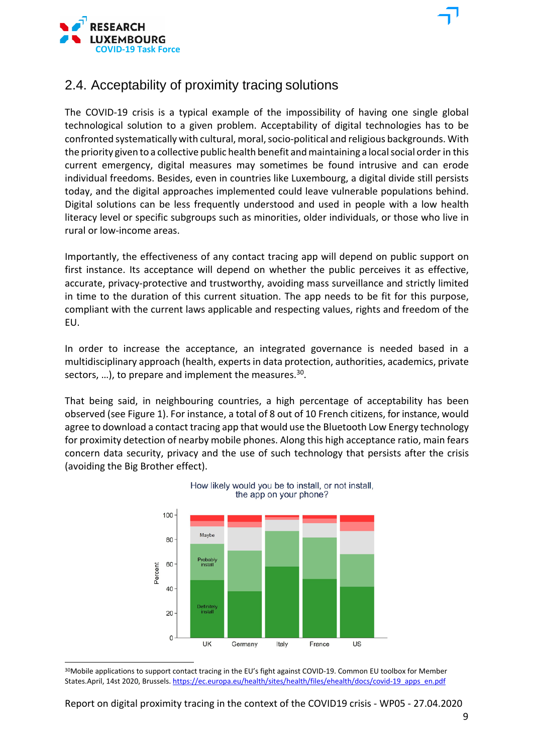## 2.4. Acceptability of proximity tracing solutions

The COVID-19 crisis is a typical example of the impossibility of having one single global technological solution to a given problem. Acceptability of digital technologies has to be confronted systematically with cultural, moral, socio-political and religious backgrounds. With the priority given to a collective public health benefit and maintaining a local social order in this current emergency, digital measures may sometimes be found intrusive and can erode individual freedoms. Besides, even in countries like Luxembourg, a digital divide still persists today, and the digital approaches implemented could leave vulnerable populations behind. Digital solutions can be less frequently understood and used in people with a low health literacy level or specific subgroups such as minorities, older individuals, or those who live in rural or low-income areas.

Importantly, the effectiveness of any contact tracing app will depend on public support on first instance. Its acceptance will depend on whether the public perceives it as effective, accurate, privacy-protective and trustworthy, avoiding mass surveillance and strictly limited in time to the duration of this current situation. The app needs to be fit for this purpose, compliant with the current laws applicable and respecting values, rights and freedom of the EU.

In order to increase the acceptance, an integrated governance is needed based in a multidisciplinary approach (health, experts in data protection, authorities, academics, private sectors, …), to prepare and implement the measures.[30].

That being said, in neighbouring countries, a high percentage of acceptability has been observed (see Figure 1). For instance, a total of 8 out of 10 French citizens, for instance, would agree to download a contact tracing app that would use the Bluetooth Low Energy technology for proximity detection of nearby mobile phones. Along this high acceptance ratio, main fears concern data security, privacy and the use of such technology that persists after the crisis (avoiding the Big Brother effect).

How likely would you be to install, or not install, the app on your phone?

[30]Mobile applications to support contact tracing in the EU's fight against COVID-19. Common EU toolbox for Member States.April, 14st 2020, Brussels. https://ec.europa.eu/health/sites/health/files/ehealth/docs/covid-19_apps_en.pdf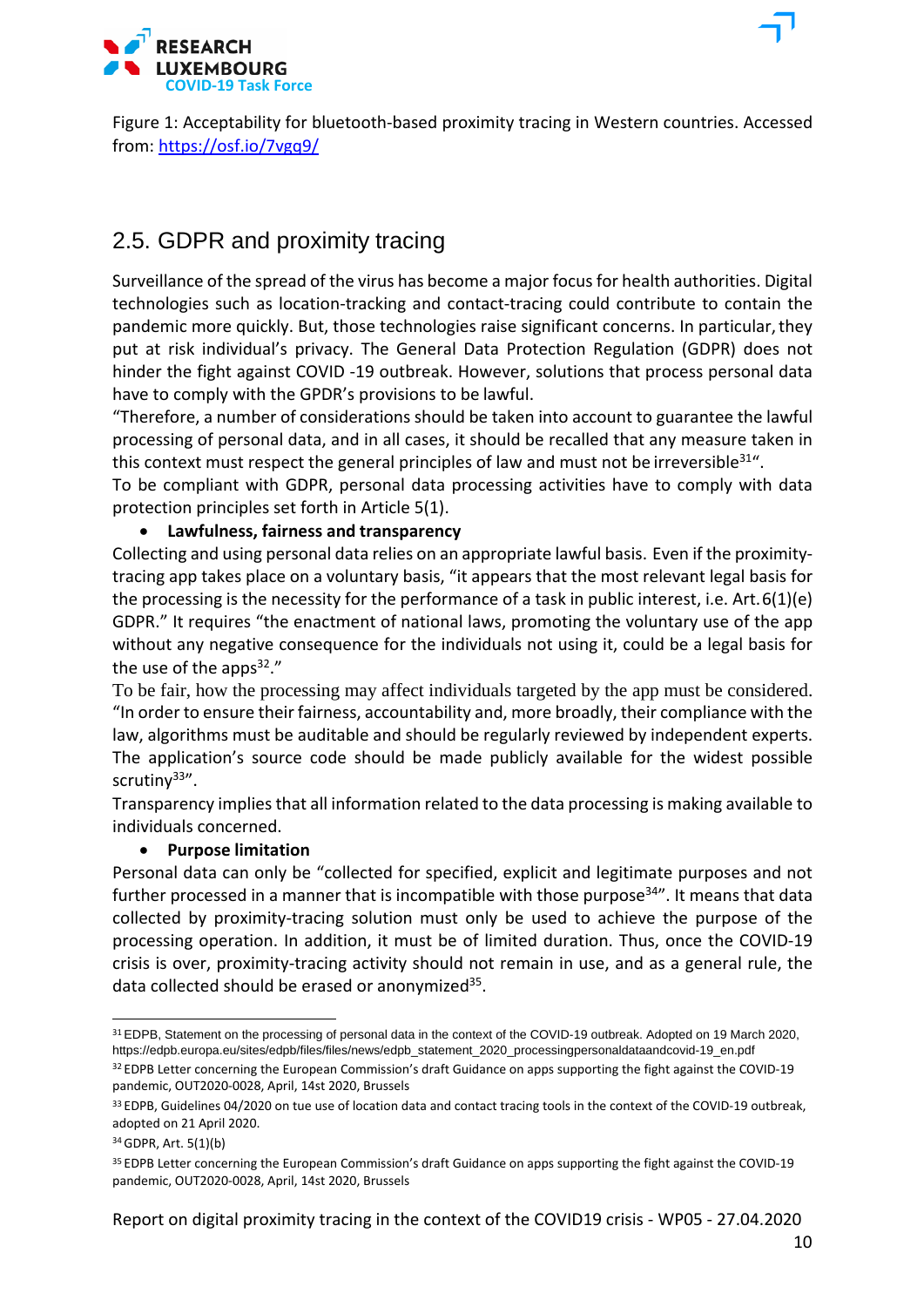Figure 1: Acceptability for bluetooth-based proximity tracing in Western countries. Accessed from: https://osf.io/7vgq9/

## 2.5. GDPR and proximity tracing

Surveillance of the spread of the virus has become a major focus for health authorities. Digital technologies such as location-tracking and contact-tracing could contribute to contain the pandemic more quickly. But, those technologies raise significant concerns. In particular, they put at risk individual's privacy. The General Data Protection Regulation (GDPR) does not hinder the fight against COVID -19 outbreak. However, solutions that process personal data have to comply with the GPDR's provisions to be lawful.

"Therefore, a number of considerations should be taken into account to guarantee the lawful processing of personal data, and in all cases, it should be recalled that any measure taken in this context must respect the general principles of law and must not be irreversible[31]".

To be compliant with GDPR, personal data processing activities have to comply with data protection principles set forth in Article 5(1).

- **Lawfulness, fairness and transparency**

Collecting and using personal data relies on an appropriate lawful basis. Even if the proximity-tracing app takes place on a voluntary basis, "it appears that the most relevant legal basis for the processing is the necessity for the performance of a task in public interest, i.e. Art. 6(1)(e) GDPR." It requires "the enactment of national laws, promoting the voluntary use of the app without any negative consequence for the individuals not using it, could be a legal basis for the use of the apps[32]."

To be fair, how the processing may affect individuals targeted by the app must be considered. "In order to ensure their fairness, accountability and, more broadly, their compliance with the law, algorithms must be auditable and should be regularly reviewed by independent experts. The application's source code should be made publicly available for the widest possible scrutiny[33]".

Transparency implies that all information related to the data processing is making available to individuals concerned.

- **Purpose limitation**

Personal data can only be "collected for specified, explicit and legitimate purposes and not further processed in a manner that is incompatible with those purpose[34]". It means that data collected by proximity-tracing solution must only be used to achieve the purpose of the processing operation. In addition, it must be of limited duration. Thus, once the COVID-19 crisis is over, proximity-tracing activity should not remain in use, and as a general rule, the data collected should be erased or anonymized[35].

---

[31] EDPB, Statement on the processing of personal data in the context of the COVID-19 outbreak. Adopted on 19 March 2020, https://edpb.europa.eu/sites/edpb/files/files/news/edpb_statement_2020_processingpersonaldataandcovid-19_en.pdf

[32] EDPB Letter concerning the European Commission's draft Guidance on apps supporting the fight against the COVID-19 pandemic, OUT2020-0028, April, 14st 2020, Brussels

[33] EDPB, Guidelines 04/2020 on tue use of location data and contact tracing tools in the context of the COVID-19 outbreak, adopted on 21 April 2020.

[34] GDPR, Art. 5(1)(b)

[35] EDPB Letter concerning the European Commission's draft Guidance on apps supporting the fight against the COVID-19 pandemic, OUT2020-0028, April, 14st 2020, Brussels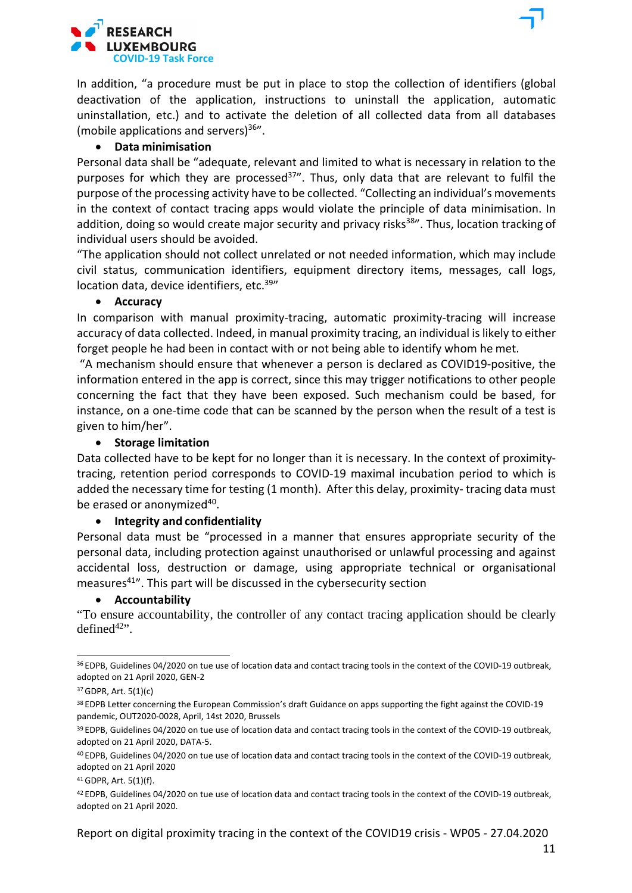In addition, "a procedure must be put in place to stop the collection of identifiers (global deactivation of the application, instructions to uninstall the application, automatic uninstallation, etc.) and to activate the deletion of all collected data from all databases (mobile applications and servers)[36]".

- **Data minimisation**

Personal data shall be "adequate, relevant and limited to what is necessary in relation to the purposes for which they are processed[37]". Thus, only data that are relevant to fulfil the purpose of the processing activity have to be collected. "Collecting an individual's movements in the context of contact tracing apps would violate the principle of data minimisation. In addition, doing so would create major security and privacy risks[38]". Thus, location tracking of individual users should be avoided.

"The application should not collect unrelated or not needed information, which may include civil status, communication identifiers, equipment directory items, messages, call logs, location data, device identifiers, etc.[39]"

- **Accuracy**

In comparison with manual proximity-tracing, automatic proximity-tracing will increase accuracy of data collected. Indeed, in manual proximity tracing, an individual is likely to either forget people he had been in contact with or not being able to identify whom he met.

"A mechanism should ensure that whenever a person is declared as COVID19-positive, the information entered in the app is correct, since this may trigger notifications to other people concerning the fact that they have been exposed. Such mechanism could be based, for instance, on a one-time code that can be scanned by the person when the result of a test is given to him/her".

- **Storage limitation**

Data collected have to be kept for no longer than it is necessary. In the context of proximity-tracing, retention period corresponds to COVID-19 maximal incubation period to which is added the necessary time for testing (1 month). After this delay, proximity- tracing data must be erased or anonymized[40].

- **Integrity and confidentiality**

Personal data must be "processed in a manner that ensures appropriate security of the personal data, including protection against unauthorised or unlawful processing and against accidental loss, destruction or damage, using appropriate technical or organisational measures[41]". This part will be discussed in the cybersecurity section

- **Accountability**

"To ensure accountability, the controller of any contact tracing application should be clearly defined[42]".

---

[36] EDPB, Guidelines 04/2020 on tue use of location data and contact tracing tools in the context of the COVID-19 outbreak, adopted on 21 April 2020, GEN-2

[37] GDPR, Art. 5(1)(c)

[38] EDPB Letter concerning the European Commission's draft Guidance on apps supporting the fight against the COVID-19 pandemic, OUT2020-0028, April, 14st 2020, Brussels

[39] EDPB, Guidelines 04/2020 on tue use of location data and contact tracing tools in the context of the COVID-19 outbreak, adopted on 21 April 2020, DATA-5.

[40] EDPB, Guidelines 04/2020 on tue use of location data and contact tracing tools in the context of the COVID-19 outbreak, adopted on 21 April 2020

[41] GDPR, Art. 5(1)(f).

[42] EDPB, Guidelines 04/2020 on tue use of location data and contact tracing tools in the context of the COVID-19 outbreak, adopted on 21 April 2020.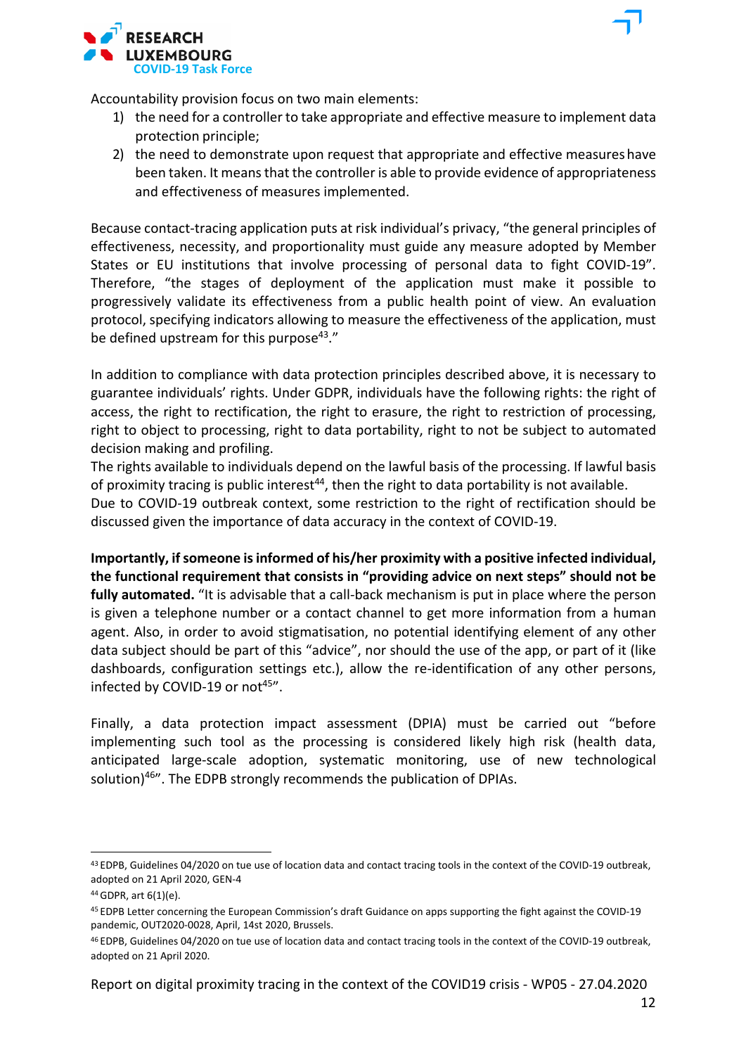Accountability provision focus on two main elements:

1) the need for a controller to take appropriate and effective measure to implement data protection principle;
2) the need to demonstrate upon request that appropriate and effective measures have been taken. It means that the controller is able to provide evidence of appropriateness and effectiveness of measures implemented.

Because contact-tracing application puts at risk individual's privacy, "the general principles of effectiveness, necessity, and proportionality must guide any measure adopted by Member States or EU institutions that involve processing of personal data to fight COVID-19". Therefore, "the stages of deployment of the application must make it possible to progressively validate its effectiveness from a public health point of view. An evaluation protocol, specifying indicators allowing to measure the effectiveness of the application, must be defined upstream for this purpose[43]."

In addition to compliance with data protection principles described above, it is necessary to guarantee individuals' rights. Under GDPR, individuals have the following rights: the right of access, the right to rectification, the right to erasure, the right to restriction of processing, right to object to processing, right to data portability, right to not be subject to automated decision making and profiling.

The rights available to individuals depend on the lawful basis of the processing. If lawful basis of proximity tracing is public interest[44], then the right to data portability is not available.

Due to COVID-19 outbreak context, some restriction to the right of rectification should be discussed given the importance of data accuracy in the context of COVID-19.

**Importantly, if someone is informed of his/her proximity with a positive infected individual, the functional requirement that consists in "providing advice on next steps" should not be fully automated.** "It is advisable that a call-back mechanism is put in place where the person is given a telephone number or a contact channel to get more information from a human agent. Also, in order to avoid stigmatisation, no potential identifying element of any other data subject should be part of this "advice", nor should the use of the app, or part of it (like dashboards, configuration settings etc.), allow the re-identification of any other persons, infected by COVID-19 or not[45]".

Finally, a data protection impact assessment (DPIA) must be carried out "before implementing such tool as the processing is considered likely high risk (health data, anticipated large-scale adoption, systematic monitoring, use of new technological solution)[46]". The EDPB strongly recommends the publication of DPIAs.

---

[43] EDPB, Guidelines 04/2020 on tue use of location data and contact tracing tools in the context of the COVID-19 outbreak, adopted on 21 April 2020, GEN-4

[44] GDPR, art 6(1)(e).

[45] EDPB Letter concerning the European Commission's draft Guidance on apps supporting the fight against the COVID-19 pandemic, OUT2020-0028, April, 14st 2020, Brussels.

[46] EDPB, Guidelines 04/2020 on tue use of location data and contact tracing tools in the context of the COVID-19 outbreak, adopted on 21 April 2020.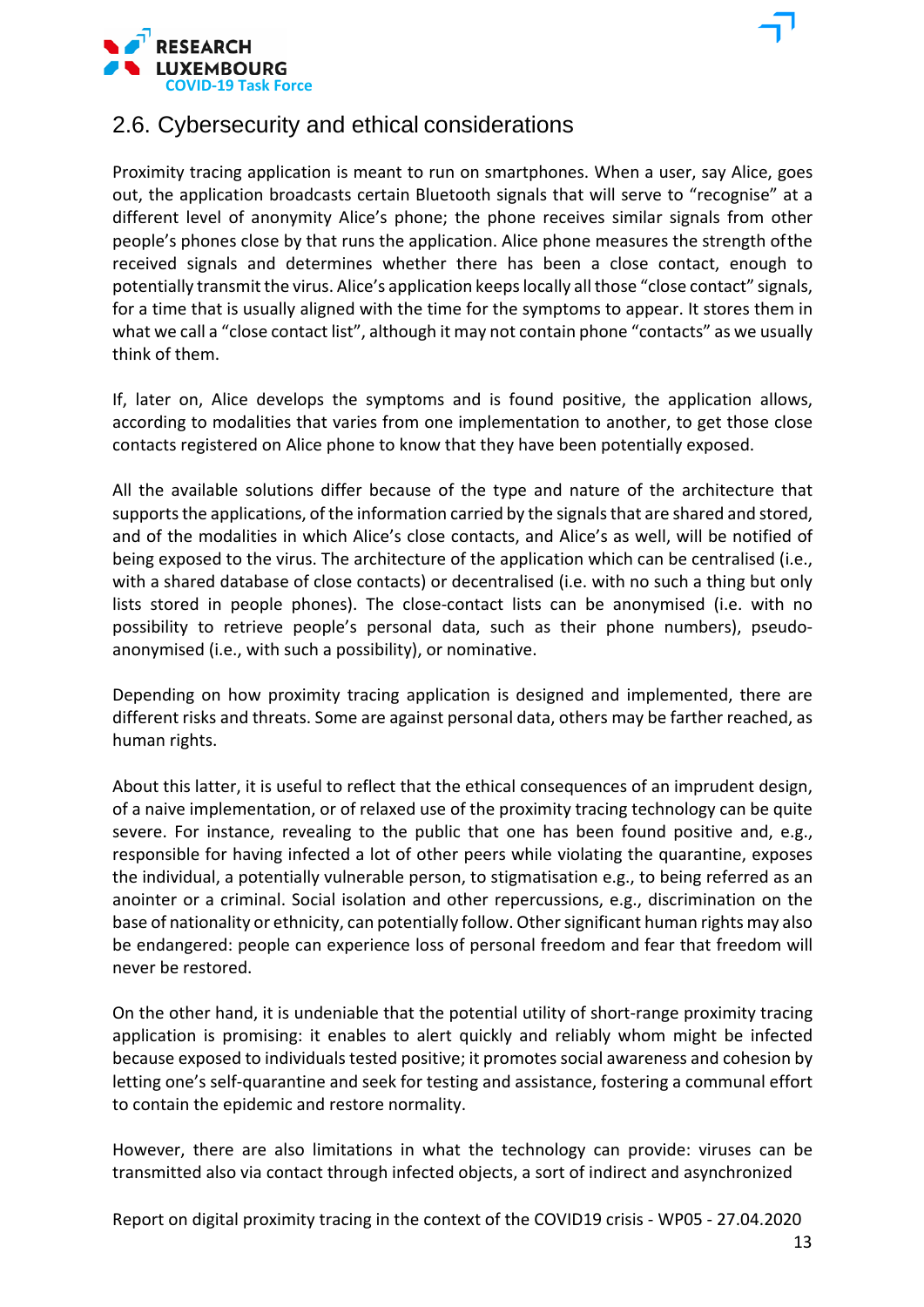## 2.6. Cybersecurity and ethical considerations

Proximity tracing application is meant to run on smartphones. When a user, say Alice, goes out, the application broadcasts certain Bluetooth signals that will serve to "recognise" at a different level of anonymity Alice's phone; the phone receives similar signals from other people's phones close by that runs the application. Alice phone measures the strength ofthe received signals and determines whether there has been a close contact, enough to potentially transmit the virus. Alice's application keeps locally all those "close contact" signals, for a time that is usually aligned with the time for the symptoms to appear. It stores them in what we call a "close contact list", although it may not contain phone "contacts" as we usually think of them.

If, later on, Alice develops the symptoms and is found positive, the application allows, according to modalities that varies from one implementation to another, to get those close contacts registered on Alice phone to know that they have been potentially exposed.

All the available solutions differ because of the type and nature of the architecture that supports the applications, of the information carried by the signals that are shared and stored, and of the modalities in which Alice's close contacts, and Alice's as well, will be notified of being exposed to the virus. The architecture of the application which can be centralised (i.e., with a shared database of close contacts) or decentralised (i.e. with no such a thing but only lists stored in people phones). The close-contact lists can be anonymised (i.e. with no possibility to retrieve people's personal data, such as their phone numbers), pseudo-anonymised (i.e., with such a possibility), or nominative.

Depending on how proximity tracing application is designed and implemented, there are different risks and threats. Some are against personal data, others may be farther reached, as human rights.

About this latter, it is useful to reflect that the ethical consequences of an imprudent design, of a naive implementation, or of relaxed use of the proximity tracing technology can be quite severe. For instance, revealing to the public that one has been found positive and, e.g., responsible for having infected a lot of other peers while violating the quarantine, exposes the individual, a potentially vulnerable person, to stigmatisation e.g., to being referred as an anointer or a criminal. Social isolation and other repercussions, e.g., discrimination on the base of nationality or ethnicity, can potentially follow. Other significant human rights may also be endangered: people can experience loss of personal freedom and fear that freedom will never be restored.

On the other hand, it is undeniable that the potential utility of short-range proximity tracing application is promising: it enables to alert quickly and reliably whom might be infected because exposed to individuals tested positive; it promotes social awareness and cohesion by letting one's self-quarantine and seek for testing and assistance, fostering a communal effort to contain the epidemic and restore normality.

However, there are also limitations in what the technology can provide: viruses can be transmitted also via contact through infected objects, a sort of indirect and asynchronized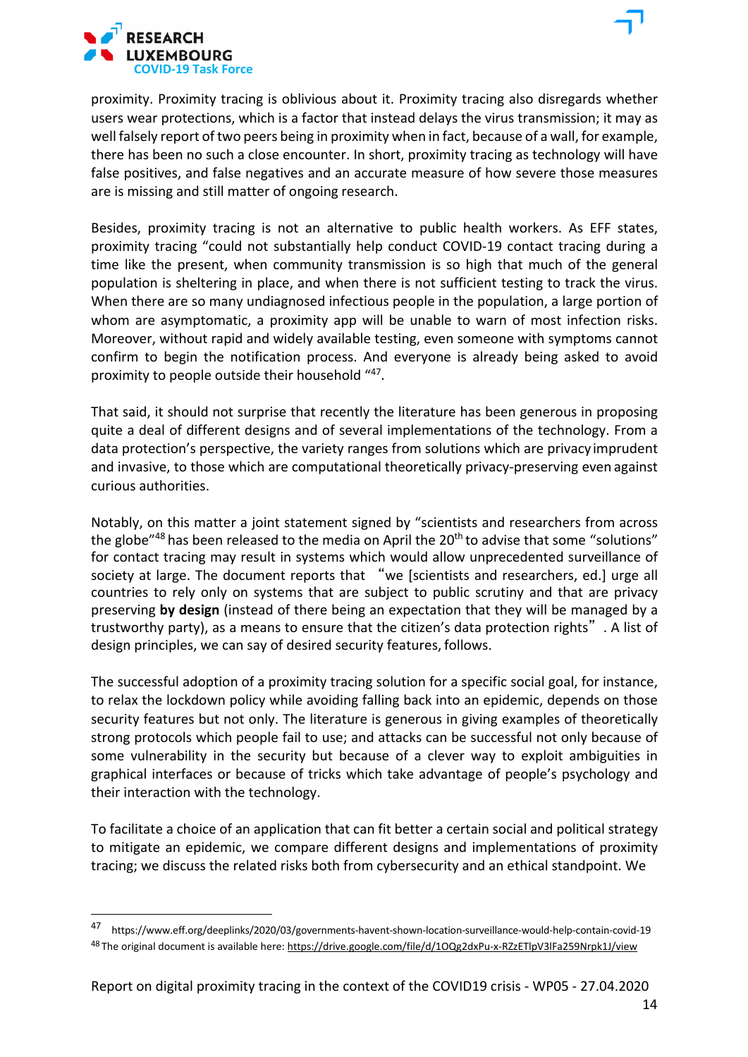proximity. Proximity tracing is oblivious about it. Proximity tracing also disregards whether users wear protections, which is a factor that instead delays the virus transmission; it may as well falsely report of two peers being in proximity when in fact, because of a wall, for example, there has been no such a close encounter. In short, proximity tracing as technology will have false positives, and false negatives and an accurate measure of how severe those measures are is missing and still matter of ongoing research.

Besides, proximity tracing is not an alternative to public health workers. As EFF states, proximity tracing "could not substantially help conduct COVID-19 contact tracing during a time like the present, when community transmission is so high that much of the general population is sheltering in place, and when there is not sufficient testing to track the virus. When there are so many undiagnosed infectious people in the population, a large portion of whom are asymptomatic, a proximity app will be unable to warn of most infection risks. Moreover, without rapid and widely available testing, even someone with symptoms cannot confirm to begin the notification process. And everyone is already being asked to avoid proximity to people outside their household "[47].

That said, it should not surprise that recently the literature has been generous in proposing quite a deal of different designs and of several implementations of the technology. From a data protection's perspective, the variety ranges from solutions which are privacy imprudent and invasive, to those which are computational theoretically privacy-preserving even against curious authorities.

Notably, on this matter a joint statement signed by "scientists and researchers from across the globe"[48] has been released to the media on April the 20th to advise that some "solutions" for contact tracing may result in systems which would allow unprecedented surveillance of society at large. The document reports that "we [scientists and researchers, ed.] urge all countries to rely only on systems that are subject to public scrutiny and that are privacy preserving **by design** (instead of there being an expectation that they will be managed by a trustworthy party), as a means to ensure that the citizen's data protection rights". A list of design principles, we can say of desired security features, follows.

The successful adoption of a proximity tracing solution for a specific social goal, for instance, to relax the lockdown policy while avoiding falling back into an epidemic, depends on those security features but not only. The literature is generous in giving examples of theoretically strong protocols which people fail to use; and attacks can be successful not only because of some vulnerability in the security but because of a clever way to exploit ambiguities in graphical interfaces or because of tricks which take advantage of people's psychology and their interaction with the technology.

To facilitate a choice of an application that can fit better a certain social and political strategy to mitigate an epidemic, we compare different designs and implementations of proximity tracing; we discuss the related risks both from cybersecurity and an ethical standpoint. We

---

[47] https://www.eff.org/deeplinks/2020/03/governments-havent-shown-location-surveillance-would-help-contain-covid-19

[48] The original document is available here: https://drive.google.com/file/d/1OQg2dxPu-x-RZzETlpV3lFa259Nrpk1J/view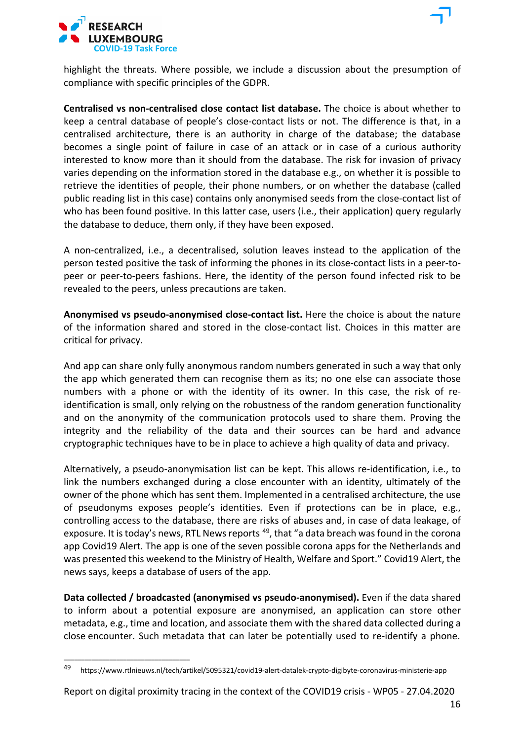highlight the threats. Where possible, we include a discussion about the presumption of compliance with specific principles of the GDPR.

**Centralised vs non-centralised close contact list database.** The choice is about whether to keep a central database of people's close-contact lists or not. The difference is that, in a centralised architecture, there is an authority in charge of the database; the database becomes a single point of failure in case of an attack or in case of a curious authority interested to know more than it should from the database. The risk for invasion of privacy varies depending on the information stored in the database e.g., on whether it is possible to retrieve the identities of people, their phone numbers, or on whether the database (called public reading list in this case) contains only anonymised seeds from the close-contact list of who has been found positive. In this latter case, users (i.e., their application) query regularly the database to deduce, them only, if they have been exposed.

A non-centralized, i.e., a decentralised, solution leaves instead to the application of the person tested positive the task of informing the phones in its close-contact lists in a peer-to-peer or peer-to-peers fashions. Here, the identity of the person found infected risk to be revealed to the peers, unless precautions are taken.

**Anonymised vs pseudo-anonymised close-contact list.** Here the choice is about the nature of the information shared and stored in the close-contact list. Choices in this matter are critical for privacy.

And app can share only fully anonymous random numbers generated in such a way that only the app which generated them can recognise them as its; no one else can associate those numbers with a phone or with the identity of its owner. In this case, the risk of re-identification is small, only relying on the robustness of the random generation functionality and on the anonymity of the communication protocols used to share them. Proving the integrity and the reliability of the data and their sources can be hard and advance cryptographic techniques have to be in place to achieve a high quality of data and privacy.

Alternatively, a pseudo-anonymisation list can be kept. This allows re-identification, i.e., to link the numbers exchanged during a close encounter with an identity, ultimately of the owner of the phone which has sent them. Implemented in a centralised architecture, the use of pseudonyms exposes people's identities. Even if protections can be in place, e.g., controlling access to the database, there are risks of abuses and, in case of data leakage, of exposure. It is today's news, RTL News reports [49], that "a data breach was found in the corona app Covid19 Alert. The app is one of the seven possible corona apps for the Netherlands and was presented this weekend to the Ministry of Health, Welfare and Sport." Covid19 Alert, the news says, keeps a database of users of the app.

**Data collected / broadcasted (anonymised vs pseudo-anonymised).** Even if the data shared to inform about a potential exposure are anonymised, an application can store other metadata, e.g., time and location, and associate them with the shared data collected during a close encounter. Such metadata that can later be potentially used to re-identify a phone.

---

[49] https://www.rtlnieuws.nl/tech/artikel/5095321/covid19-alert-datalek-crypto-digibyte-coronavirus-ministerie-app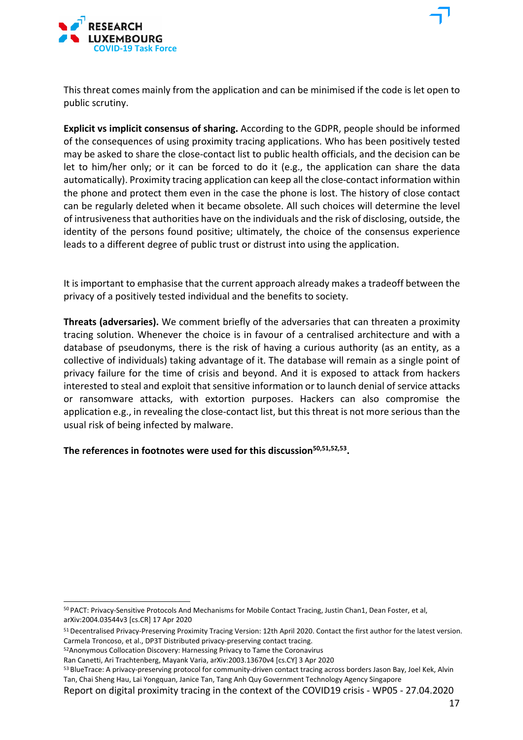This threat comes mainly from the application and can be minimised if the code is let open to public scrutiny.

**Explicit vs implicit consensus of sharing.** According to the GDPR, people should be informed of the consequences of using proximity tracing applications. Who has been positively tested may be asked to share the close-contact list to public health officials, and the decision can be let to him/her only; or it can be forced to do it (e.g., the application can share the data automatically). Proximity tracing application can keep all the close-contact information within the phone and protect them even in the case the phone is lost. The history of close contact can be regularly deleted when it became obsolete. All such choices will determine the level of intrusiveness that authorities have on the individuals and the risk of disclosing, outside, the identity of the persons found positive; ultimately, the choice of the consensus experience leads to a different degree of public trust or distrust into using the application.

It is important to emphasise that the current approach already makes a tradeoff between the privacy of a positively tested individual and the benefits to society.

**Threats (adversaries).** We comment briefly of the adversaries that can threaten a proximity tracing solution. Whenever the choice is in favour of a centralised architecture and with a database of pseudonyms, there is the risk of having a curious authority (as an entity, as a collective of individuals) taking advantage of it. The database will remain as a single point of privacy failure for the time of crisis and beyond. And it is exposed to attack from hackers interested to steal and exploit that sensitive information or to launch denial of service attacks or ransomware attacks, with extortion purposes. Hackers can also compromise the application e.g., in revealing the close-contact list, but this threat is not more serious than the usual risk of being infected by malware.

**The references in footnotes were used for this discussion[50,51,52,53].**

---

[50] PACT: Privacy-Sensitive Protocols And Mechanisms for Mobile Contact Tracing, Justin Chan1, Dean Foster, et al, arXiv:2004.03544v3 [cs.CR] 17 Apr 2020

[51] Decentralised Privacy-Preserving Proximity Tracing Version: 12th April 2020. Contact the first author for the latest version. Carmela Troncoso, et al., DP3T Distributed privacy-preserving contact tracing.

[52] Anonymous Collocation Discovery: Harnessing Privacy to Tame the Coronavirus
Ran Canetti, Ari Trachtenberg, Mayank Varia, arXiv:2003.13670v4 [cs.CY] 3 Apr 2020

[53] BlueTrace: A privacy-preserving protocol for community-driven contact tracing across borders Jason Bay, Joel Kek, Alvin Tan, Chai Sheng Hau, Lai Yongquan, Janice Tan, Tang Anh Quy Government Technology Agency Singapore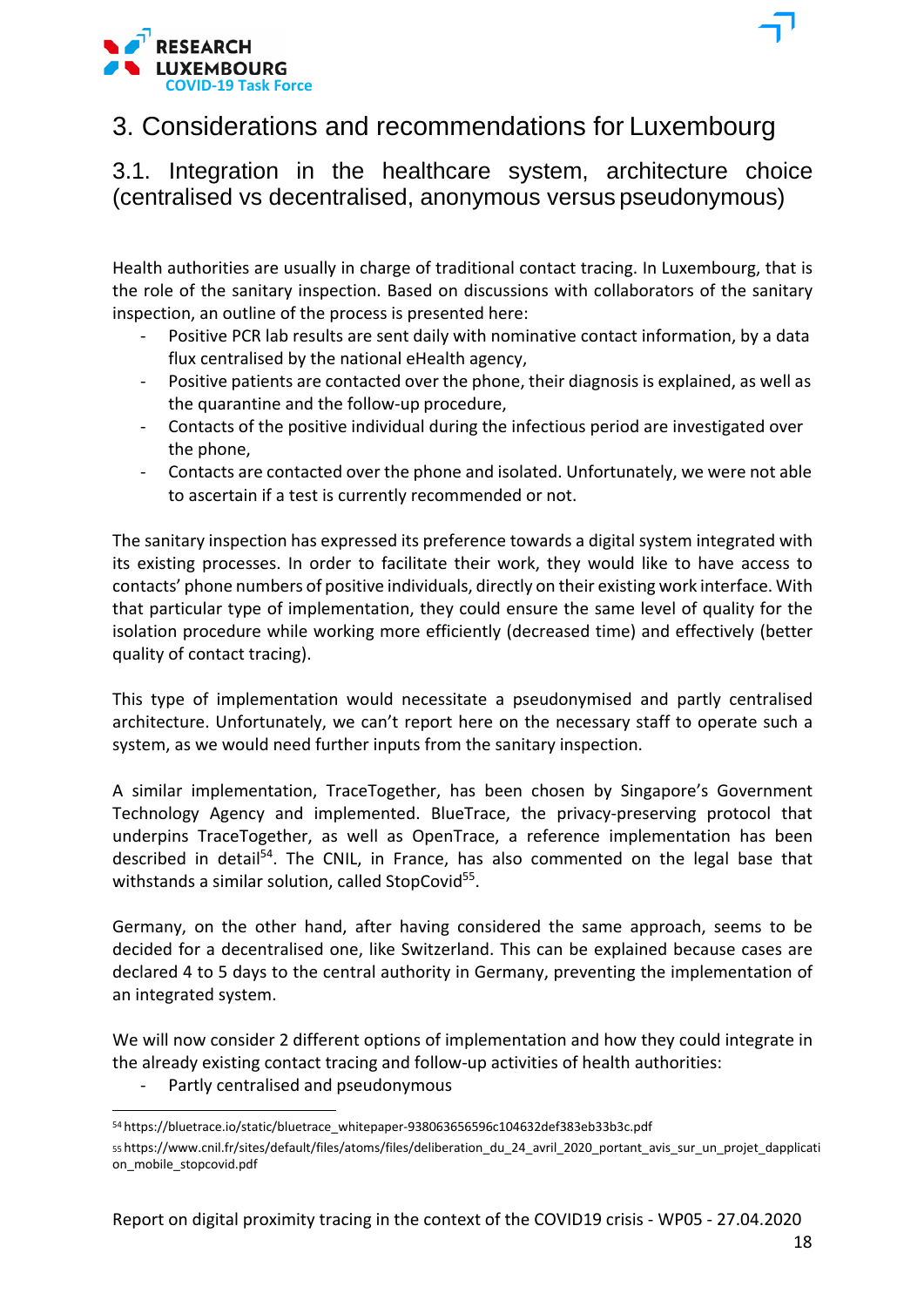# 3. Considerations and recommendations for Luxembourg

## 3.1. Integration in the healthcare system, architecture choice (centralised vs decentralised, anonymous versus pseudonymous)

Health authorities are usually in charge of traditional contact tracing. In Luxembourg, that is the role of the sanitary inspection. Based on discussions with collaborators of the sanitary inspection, an outline of the process is presented here:

- Positive PCR lab results are sent daily with nominative contact information, by a data flux centralised by the national eHealth agency,
- Positive patients are contacted over the phone, their diagnosis is explained, as well as the quarantine and the follow-up procedure,
- Contacts of the positive individual during the infectious period are investigated over the phone,
- Contacts are contacted over the phone and isolated. Unfortunately, we were not able to ascertain if a test is currently recommended or not.

The sanitary inspection has expressed its preference towards a digital system integrated with its existing processes. In order to facilitate their work, they would like to have access to contacts' phone numbers of positive individuals, directly on their existing work interface. With that particular type of implementation, they could ensure the same level of quality for the isolation procedure while working more efficiently (decreased time) and effectively (better quality of contact tracing).

This type of implementation would necessitate a pseudonymised and partly centralised architecture. Unfortunately, we can't report here on the necessary staff to operate such a system, as we would need further inputs from the sanitary inspection.

A similar implementation, TraceTogether, has been chosen by Singapore's Government Technology Agency and implemented. BlueTrace, the privacy-preserving protocol that underpins TraceTogether, as well as OpenTrace, a reference implementation has been described in detail[54]. The CNIL, in France, has also commented on the legal base that withstands a similar solution, called StopCovid[55].

Germany, on the other hand, after having considered the same approach, seems to be decided for a decentralised one, like Switzerland. This can be explained because cases are declared 4 to 5 days to the central authority in Germany, preventing the implementation of an integrated system.

We will now consider 2 different options of implementation and how they could integrate in the already existing contact tracing and follow-up activities of health authorities:

- Partly centralised and pseudonymous

[54] https://bluetrace.io/static/bluetrace_whitepaper-938063656596c104632def383eb33b3c.pdf

[55] https://www.cnil.fr/sites/default/files/atoms/files/deliberation_du_24_avril_2020_portant_avis_sur_un_projet_dapplication_mobile_stopcovid.pdf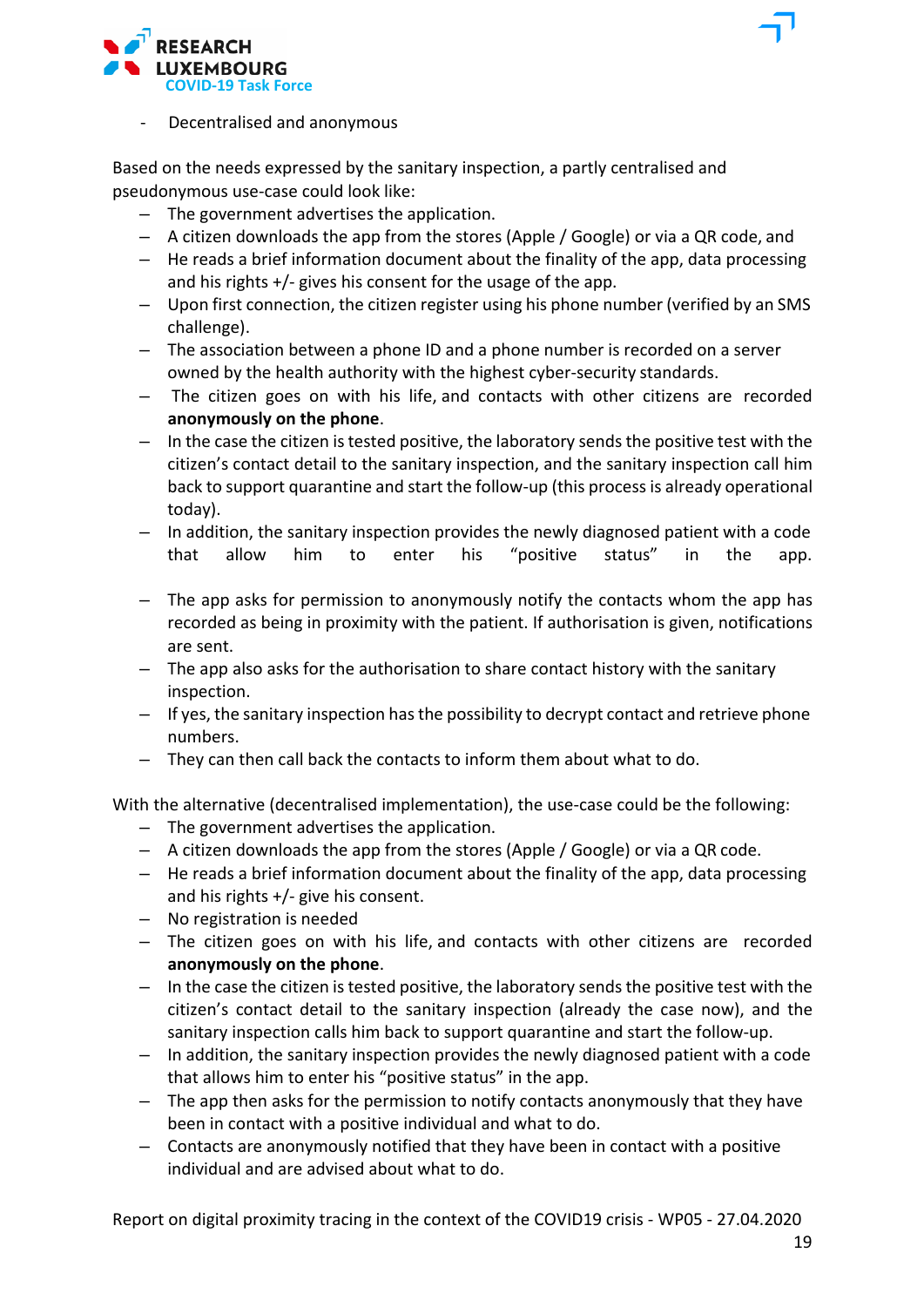- Decentralised and anonymous

Based on the needs expressed by the sanitary inspection, a partly centralised and pseudonymous use-case could look like:

- The government advertises the application.
- A citizen downloads the app from the stores (Apple / Google) or via a QR code, and
- He reads a brief information document about the finality of the app, data processing and his rights +/- gives his consent for the usage of the app.
- Upon first connection, the citizen register using his phone number (verified by an SMS challenge).
- The association between a phone ID and a phone number is recorded on a server owned by the health authority with the highest cyber-security standards.
- The citizen goes on with his life, and contacts with other citizens are recorded **anonymously on the phone**.
- In the case the citizen is tested positive, the laboratory sends the positive test with the citizen's contact detail to the sanitary inspection, and the sanitary inspection call him back to support quarantine and start the follow-up (this process is already operational today).
- In addition, the sanitary inspection provides the newly diagnosed patient with a code that allow him to enter his "positive status" in the app.
- The app asks for permission to anonymously notify the contacts whom the app has recorded as being in proximity with the patient. If authorisation is given, notifications are sent.
- The app also asks for the authorisation to share contact history with the sanitary inspection.
- If yes, the sanitary inspection has the possibility to decrypt contact and retrieve phone numbers.
- They can then call back the contacts to inform them about what to do.

With the alternative (decentralised implementation), the use-case could be the following:

- The government advertises the application.
- A citizen downloads the app from the stores (Apple / Google) or via a QR code.
- He reads a brief information document about the finality of the app, data processing and his rights +/- give his consent.
- No registration is needed
- The citizen goes on with his life, and contacts with other citizens are recorded **anonymously on the phone**.
- In the case the citizen is tested positive, the laboratory sends the positive test with the citizen's contact detail to the sanitary inspection (already the case now), and the sanitary inspection calls him back to support quarantine and start the follow-up.
- In addition, the sanitary inspection provides the newly diagnosed patient with a code that allows him to enter his "positive status" in the app.
- The app then asks for the permission to notify contacts anonymously that they have been in contact with a positive individual and what to do.
- Contacts are anonymously notified that they have been in contact with a positive individual and are advised about what to do.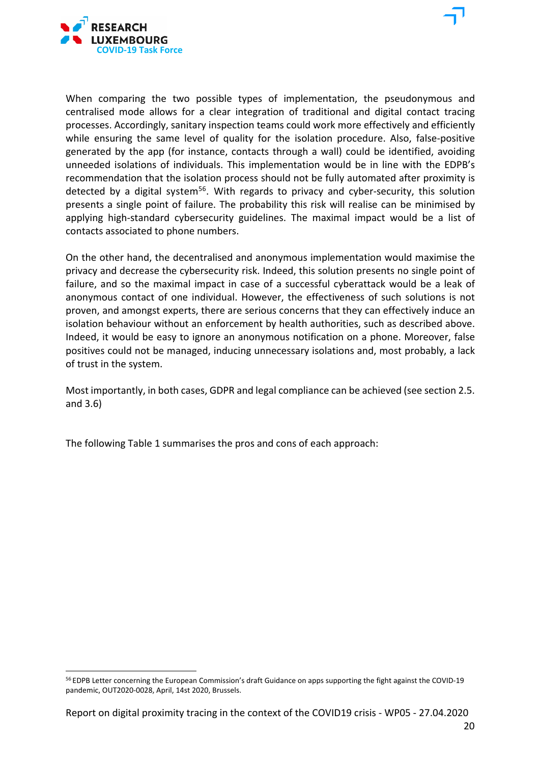When comparing the two possible types of implementation, the pseudonymous and centralised mode allows for a clear integration of traditional and digital contact tracing processes. Accordingly, sanitary inspection teams could work more effectively and efficiently while ensuring the same level of quality for the isolation procedure. Also, false-positive generated by the app (for instance, contacts through a wall) could be identified, avoiding unneeded isolations of individuals. This implementation would be in line with the EDPB's recommendation that the isolation process should not be fully automated after proximity is detected by a digital system[56]. With regards to privacy and cyber-security, this solution presents a single point of failure. The probability this risk will realise can be minimised by applying high-standard cybersecurity guidelines. The maximal impact would be a list of contacts associated to phone numbers.

On the other hand, the decentralised and anonymous implementation would maximise the privacy and decrease the cybersecurity risk. Indeed, this solution presents no single point of failure, and so the maximal impact in case of a successful cyberattack would be a leak of anonymous contact of one individual. However, the effectiveness of such solutions is not proven, and amongst experts, there are serious concerns that they can effectively induce an isolation behaviour without an enforcement by health authorities, such as described above. Indeed, it would be easy to ignore an anonymous notification on a phone. Moreover, false positives could not be managed, inducing unnecessary isolations and, most probably, a lack of trust in the system.

Most importantly, in both cases, GDPR and legal compliance can be achieved (see section 2.5. and 3.6)

The following Table 1 summarises the pros and cons of each approach:

[56] EDPB Letter concerning the European Commission's draft Guidance on apps supporting the fight against the COVID-19 pandemic, OUT2020-0028, April, 14st 2020, Brussels.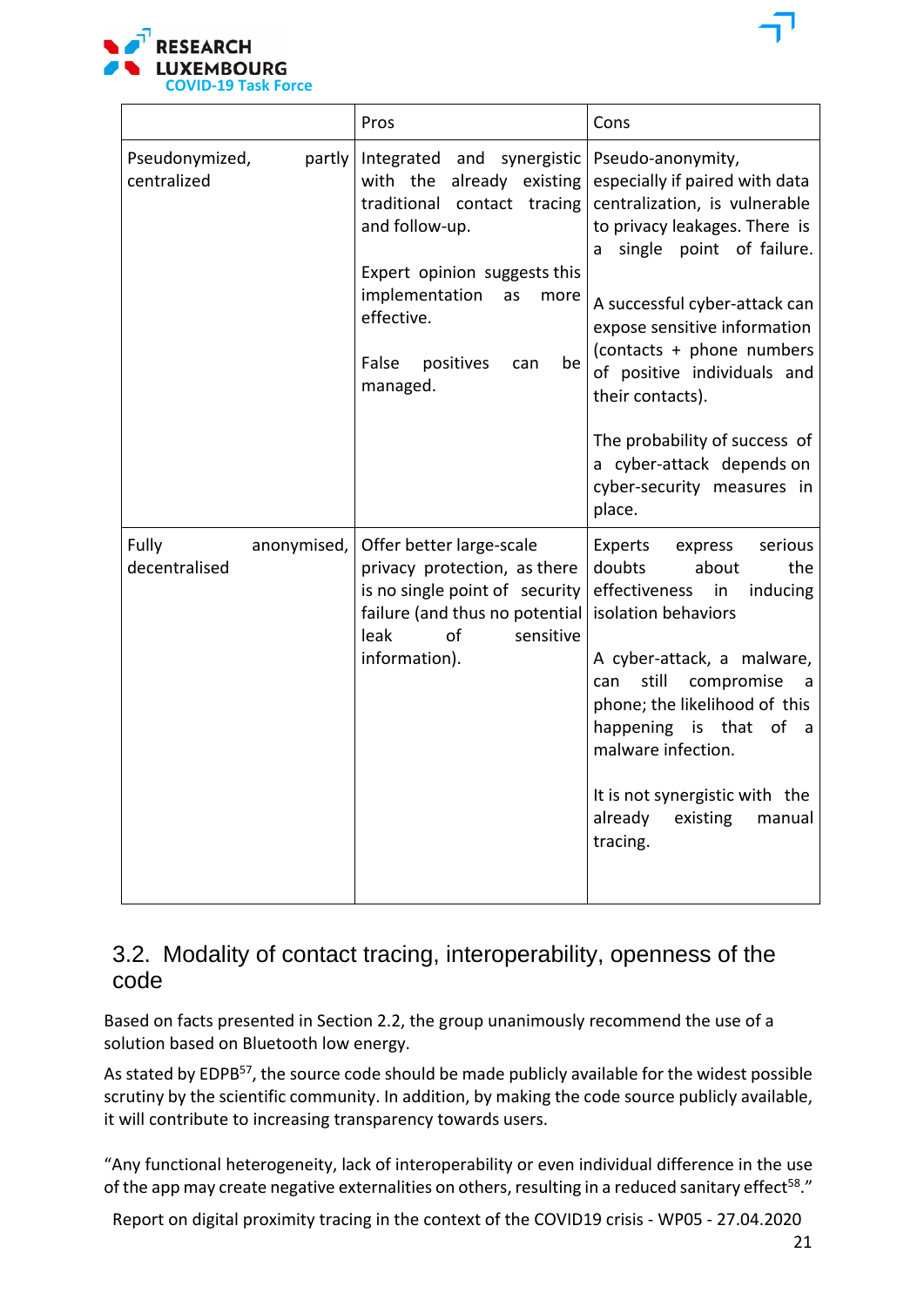|  | Pros | Cons |
| --- | --- | --- |
| Pseudonymized, partly centralized | Integrated and synergistic with the already existing traditional contact tracing and follow-up.<br><br>Expert opinion suggests this implementation as more effective.<br><br>False positives can be managed. | Pseudo-anonymity, especially if paired with data centralization, is vulnerable to privacy leakages. There is a single point of failure.<br><br>A successful cyber-attack can expose sensitive information (contacts + phone numbers of positive individuals and their contacts).<br><br>The probability of success of a cyber-attack depends on cyber-security measures in place. |
| Fully anonymised, decentralised | Offer better large-scale privacy protection, as there is no single point of security failure (and thus no potential leak of sensitive information). | Experts express serious doubts about the effectiveness in inducing isolation behaviors<br><br>A cyber-attack, a malware, can still compromise a phone; the likelihood of this happening is that of a malware infection.<br><br>It is not synergistic with the already existing manual tracing. |

## 3.2. Modality of contact tracing, interoperability, openness of the code

Based on facts presented in Section 2.2, the group unanimously recommend the use of a solution based on Bluetooth low energy.

As stated by EDPB[57], the source code should be made publicly available for the widest possible scrutiny by the scientific community. In addition, by making the code source publicly available, it will contribute to increasing transparency towards users.

"Any functional heterogeneity, lack of interoperability or even individual difference in the use of the app may create negative externalities on others, resulting in a reduced sanitary effect[58]."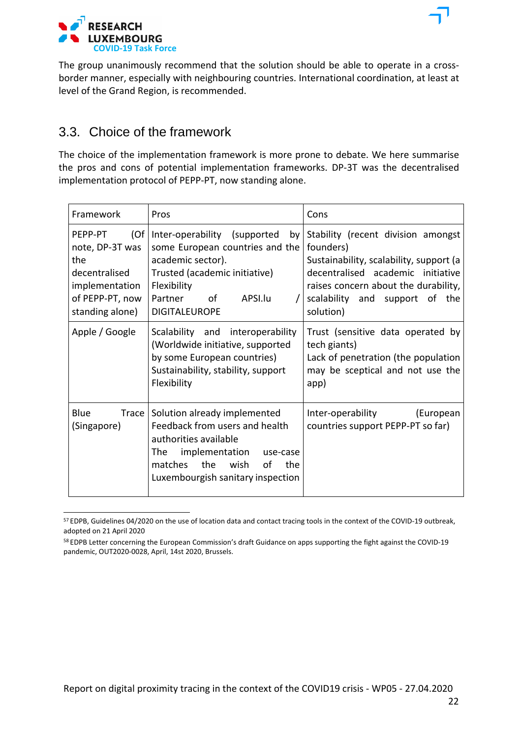The group unanimously recommend that the solution should be able to operate in a cross-border manner, especially with neighbouring countries. International coordination, at least at level of the Grand Region, is recommended.

## 3.3. Choice of the framework

The choice of the implementation framework is more prone to debate. We here summarise the pros and cons of potential implementation frameworks. DP-3T was the decentralised implementation protocol of PEPP-PT, now standing alone.

| Framework | Pros | Cons |
|---|---|---|
| PEPP-PT (Of note, DP-3T was the decentralised implementation of PEPP-PT, now standing alone) | Inter-operability (supported by some European countries and the academic sector).<br>Trusted (academic initiative)<br>Flexibility<br>Partner of APSI.lu / DIGITALEUROPE | Stability (recent division amongst founders)<br>Sustainability, scalability, support (a decentralised academic initiative raises concern about the durability, scalability and support of the solution) |
| Apple / Google | Scalability and interoperability (Worldwide initiative, supported by some European countries)<br>Sustainability, stability, support<br>Flexibility | Trust (sensitive data operated by tech giants)<br>Lack of penetration (the population may be sceptical and not use the app) |
| Blue Trace (Singapore) | Solution already implemented<br>Feedback from users and health authorities available<br>The implementation use-case matches the wish of the Luxembourgish sanitary inspection | Inter-operability (European countries support PEPP-PT so far) |

[57] EDPB, Guidelines 04/2020 on the use of location data and contact tracing tools in the context of the COVID-19 outbreak, adopted on 21 April 2020

[58] EDPB Letter concerning the European Commission's draft Guidance on apps supporting the fight against the COVID-19 pandemic, OUT2020-0028, April, 14st 2020, Brussels.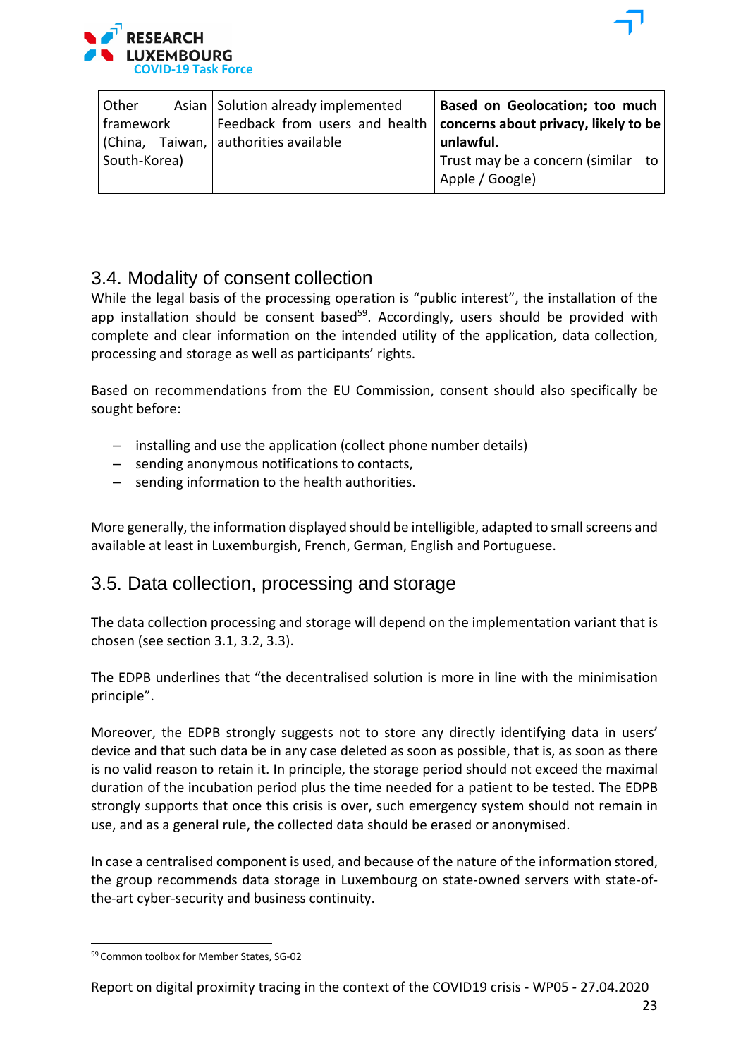| Other Asian framework (China, Taiwan, South-Korea) | Solution already implemented<br>Feedback from users and health authorities available | **Based on Geolocation; too much concerns about privacy, likely to be unlawful.**<br>Trust may be a concern (similar to Apple / Google) |
|---|---|---|

## 3.4. Modality of consent collection

While the legal basis of the processing operation is "public interest", the installation of the app installation should be consent based[59]. Accordingly, users should be provided with complete and clear information on the intended utility of the application, data collection, processing and storage as well as participants' rights.

Based on recommendations from the EU Commission, consent should also specifically be sought before:

- installing and use the application (collect phone number details)
- sending anonymous notifications to contacts,
- sending information to the health authorities.

More generally, the information displayed should be intelligible, adapted to small screens and available at least in Luxemburgish, French, German, English and Portuguese.

## 3.5. Data collection, processing and storage

The data collection processing and storage will depend on the implementation variant that is chosen (see section 3.1, 3.2, 3.3).

The EDPB underlines that "the decentralised solution is more in line with the minimisation principle".

Moreover, the EDPB strongly suggests not to store any directly identifying data in users' device and that such data be in any case deleted as soon as possible, that is, as soon as there is no valid reason to retain it. In principle, the storage period should not exceed the maximal duration of the incubation period plus the time needed for a patient to be tested. The EDPB strongly supports that once this crisis is over, such emergency system should not remain in use, and as a general rule, the collected data should be erased or anonymised.

In case a centralised component is used, and because of the nature of the information stored, the group recommends data storage in Luxembourg on state-owned servers with state-of-the-art cyber-security and business continuity.

[59] Common toolbox for Member States, SG-02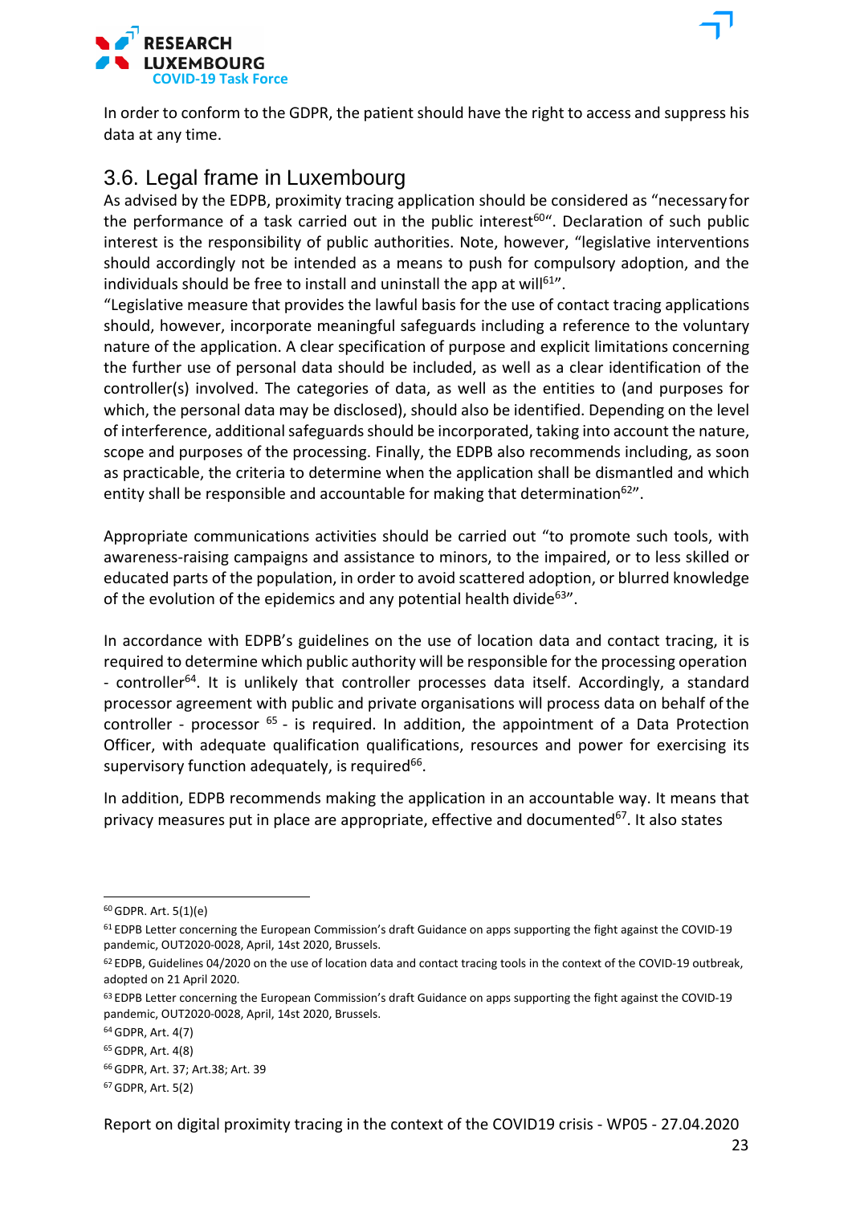In order to conform to the GDPR, the patient should have the right to access and suppress his data at any time.

## 3.6. Legal frame in Luxembourg

As advised by the EDPB, proximity tracing application should be considered as “necessary for the performance of a task carried out in the public interest[60]“. Declaration of such public interest is the responsibility of public authorities. Note, however, “legislative interventions should accordingly not be intended as a means to push for compulsory adoption, and the individuals should be free to install and uninstall the app at will[61]”.

“Legislative measure that provides the lawful basis for the use of contact tracing applications should, however, incorporate meaningful safeguards including a reference to the voluntary nature of the application. A clear specification of purpose and explicit limitations concerning the further use of personal data should be included, as well as a clear identification of the controller(s) involved. The categories of data, as well as the entities to (and purposes for which, the personal data may be disclosed), should also be identified. Depending on the level of interference, additional safeguards should be incorporated, taking into account the nature, scope and purposes of the processing. Finally, the EDPB also recommends including, as soon as practicable, the criteria to determine when the application shall be dismantled and which entity shall be responsible and accountable for making that determination[62]”.

Appropriate communications activities should be carried out “to promote such tools, with awareness-raising campaigns and assistance to minors, to the impaired, or to less skilled or educated parts of the population, in order to avoid scattered adoption, or blurred knowledge of the evolution of the epidemics and any potential health divide[63]”.

In accordance with EDPB’s guidelines on the use of location data and contact tracing, it is required to determine which public authority will be responsible for the processing operation - controller[64]. It is unlikely that controller processes data itself. Accordingly, a standard processor agreement with public and private organisations will process data on behalf of the controller - processor [65] - is required. In addition, the appointment of a Data Protection Officer, with adequate qualification qualifications, resources and power for exercising its supervisory function adequately, is required[66].

In addition, EDPB recommends making the application in an accountable way. It means that privacy measures put in place are appropriate, effective and documented[67]. It also states

---

[60] GDPR. Art. 5(1)(e)

[61] EDPB Letter concerning the European Commission’s draft Guidance on apps supporting the fight against the COVID-19 pandemic, OUT2020-0028, April, 14st 2020, Brussels.

[62] EDPB, Guidelines 04/2020 on the use of location data and contact tracing tools in the context of the COVID-19 outbreak, adopted on 21 April 2020.

[63] EDPB Letter concerning the European Commission’s draft Guidance on apps supporting the fight against the COVID-19 pandemic, OUT2020-0028, April, 14st 2020, Brussels.

[64] GDPR, Art. 4(7)

[65] GDPR, Art. 4(8)

[66] GDPR, Art. 37; Art.38; Art. 39

[67] GDPR, Art. 5(2)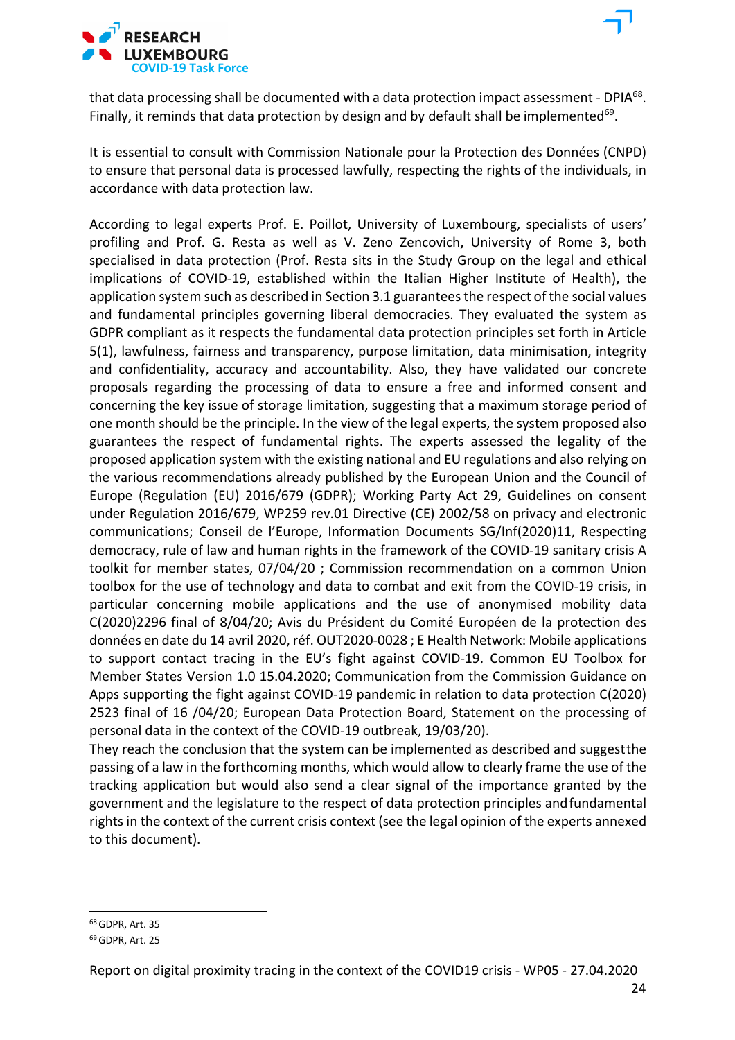that data processing shall be documented with a data protection impact assessment - DPIA[68]. Finally, it reminds that data protection by design and by default shall be implemented[69].

It is essential to consult with Commission Nationale pour la Protection des Données (CNPD) to ensure that personal data is processed lawfully, respecting the rights of the individuals, in accordance with data protection law.

According to legal experts Prof. E. Poillot, University of Luxembourg, specialists of users' profiling and Prof. G. Resta as well as V. Zeno Zencovich, University of Rome 3, both specialised in data protection (Prof. Resta sits in the Study Group on the legal and ethical implications of COVID-19, established within the Italian Higher Institute of Health), the application system such as described in Section 3.1 guarantees the respect of the social values and fundamental principles governing liberal democracies. They evaluated the system as GDPR compliant as it respects the fundamental data protection principles set forth in Article 5(1), lawfulness, fairness and transparency, purpose limitation, data minimisation, integrity and confidentiality, accuracy and accountability. Also, they have validated our concrete proposals regarding the processing of data to ensure a free and informed consent and concerning the key issue of storage limitation, suggesting that a maximum storage period of one month should be the principle. In the view of the legal experts, the system proposed also guarantees the respect of fundamental rights. The experts assessed the legality of the proposed application system with the existing national and EU regulations and also relying on the various recommendations already published by the European Union and the Council of Europe (Regulation (EU) 2016/679 (GDPR); Working Party Act 29, Guidelines on consent under Regulation 2016/679, WP259 rev.01 Directive (CE) 2002/58 on privacy and electronic communications; Conseil de l'Europe, Information Documents SG/Inf(2020)11, Respecting democracy, rule of law and human rights in the framework of the COVID-19 sanitary crisis A toolkit for member states, 07/04/20 ; Commission recommendation on a common Union toolbox for the use of technology and data to combat and exit from the COVID-19 crisis, in particular concerning mobile applications and the use of anonymised mobility data C(2020)2296 final of 8/04/20; Avis du Président du Comité Européen de la protection des données en date du 14 avril 2020, réf. OUT2020-0028 ; E Health Network: Mobile applications to support contact tracing in the EU's fight against COVID-19. Common EU Toolbox for Member States Version 1.0 15.04.2020; Communication from the Commission Guidance on Apps supporting the fight against COVID-19 pandemic in relation to data protection C(2020) 2523 final of 16 /04/20; European Data Protection Board, Statement on the processing of personal data in the context of the COVID-19 outbreak, 19/03/20).

They reach the conclusion that the system can be implemented as described and suggest the passing of a law in the forthcoming months, which would allow to clearly frame the use of the tracking application but would also send a clear signal of the importance granted by the government and the legislature to the respect of data protection principles and fundamental rights in the context of the current crisis context (see the legal opinion of the experts annexed to this document).

[68] GDPR, Art. 35

[69] GDPR, Art. 25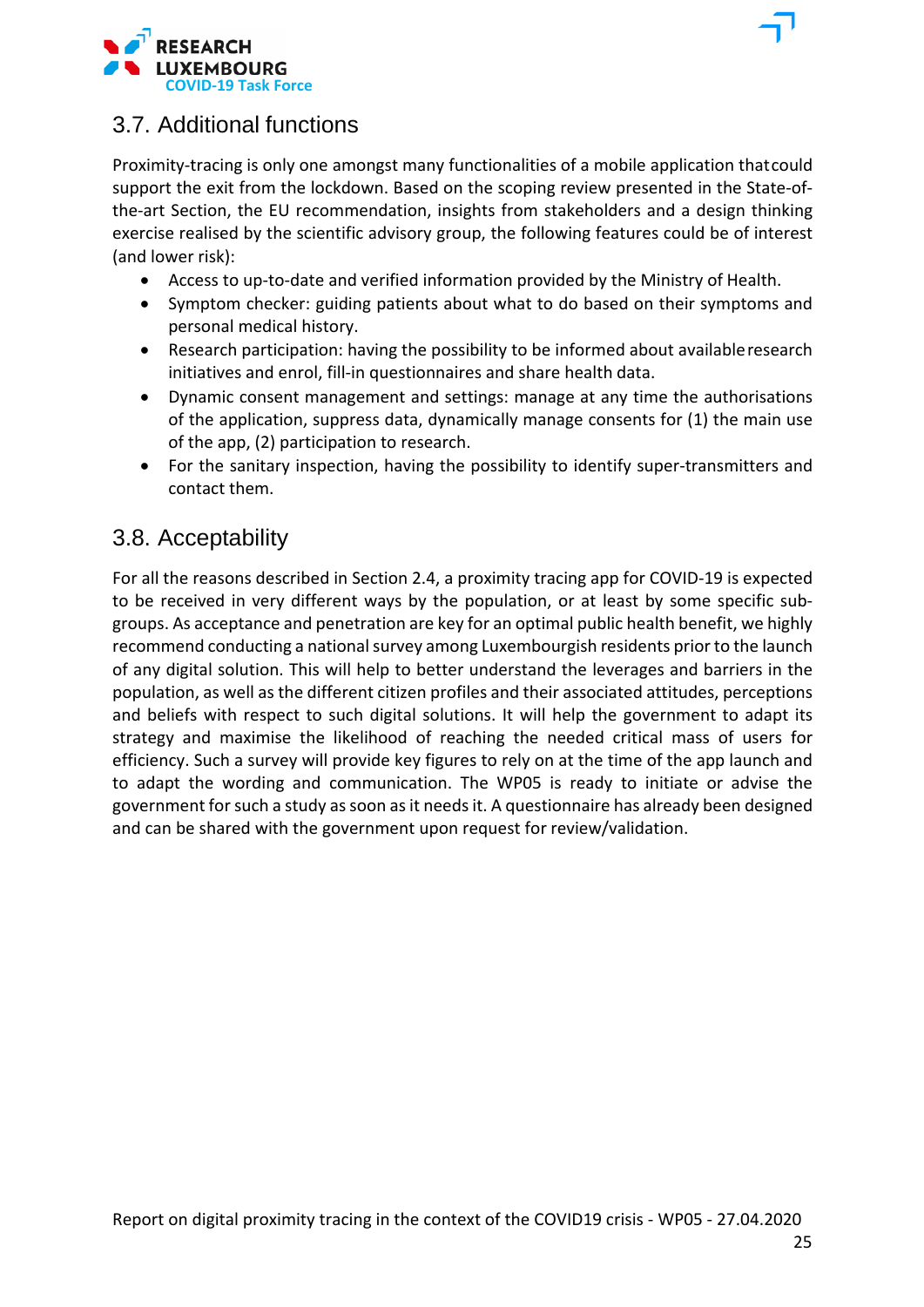## 3.7. Additional functions

Proximity-tracing is only one amongst many functionalities of a mobile application that could support the exit from the lockdown. Based on the scoping review presented in the State-of-the-art Section, the EU recommendation, insights from stakeholders and a design thinking exercise realised by the scientific advisory group, the following features could be of interest (and lower risk):

- Access to up-to-date and verified information provided by the Ministry of Health.
- Symptom checker: guiding patients about what to do based on their symptoms and personal medical history.
- Research participation: having the possibility to be informed about available research initiatives and enrol, fill-in questionnaires and share health data.
- Dynamic consent management and settings: manage at any time the authorisations of the application, suppress data, dynamically manage consents for (1) the main use of the app, (2) participation to research.
- For the sanitary inspection, having the possibility to identify super-transmitters and contact them.

## 3.8. Acceptability

For all the reasons described in Section 2.4, a proximity tracing app for COVID-19 is expected to be received in very different ways by the population, or at least by some specific sub-groups. As acceptance and penetration are key for an optimal public health benefit, we highly recommend conducting a national survey among Luxembourgish residents prior to the launch of any digital solution. This will help to better understand the leverages and barriers in the population, as well as the different citizen profiles and their associated attitudes, perceptions and beliefs with respect to such digital solutions. It will help the government to adapt its strategy and maximise the likelihood of reaching the needed critical mass of users for efficiency. Such a survey will provide key figures to rely on at the time of the app launch and to adapt the wording and communication. The WP05 is ready to initiate or advise the government for such a study as soon as it needs it. A questionnaire has already been designed and can be shared with the government upon request for review/validation.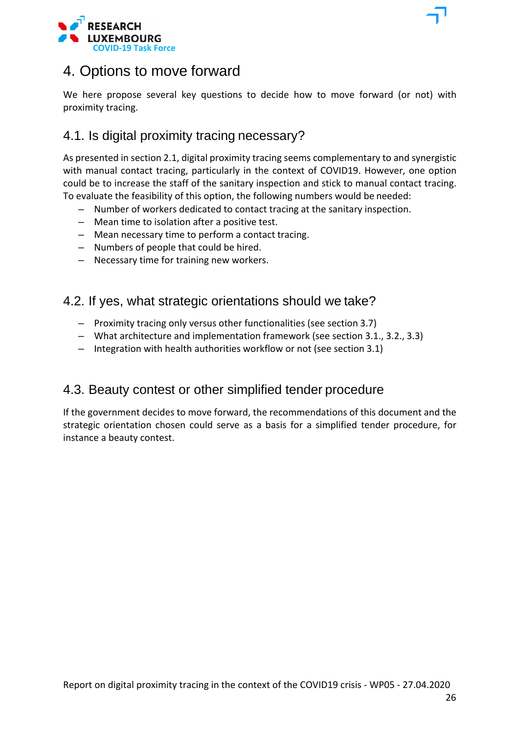# 4. Options to move forward

We here propose several key questions to decide how to move forward (or not) with proximity tracing.

## 4.1. Is digital proximity tracing necessary?

As presented in section 2.1, digital proximity tracing seems complementary to and synergistic with manual contact tracing, particularly in the context of COVID19. However, one option could be to increase the staff of the sanitary inspection and stick to manual contact tracing. To evaluate the feasibility of this option, the following numbers would be needed:

- Number of workers dedicated to contact tracing at the sanitary inspection.
- Mean time to isolation after a positive test.
- Mean necessary time to perform a contact tracing.
- Numbers of people that could be hired.
- Necessary time for training new workers.

## 4.2. If yes, what strategic orientations should we take?

- Proximity tracing only versus other functionalities (see section 3.7)
- What architecture and implementation framework (see section 3.1., 3.2., 3.3)
- Integration with health authorities workflow or not (see section 3.1)

## 4.3. Beauty contest or other simplified tender procedure

If the government decides to move forward, the recommendations of this document and the strategic orientation chosen could serve as a basis for a simplified tender procedure, for instance a beauty contest.